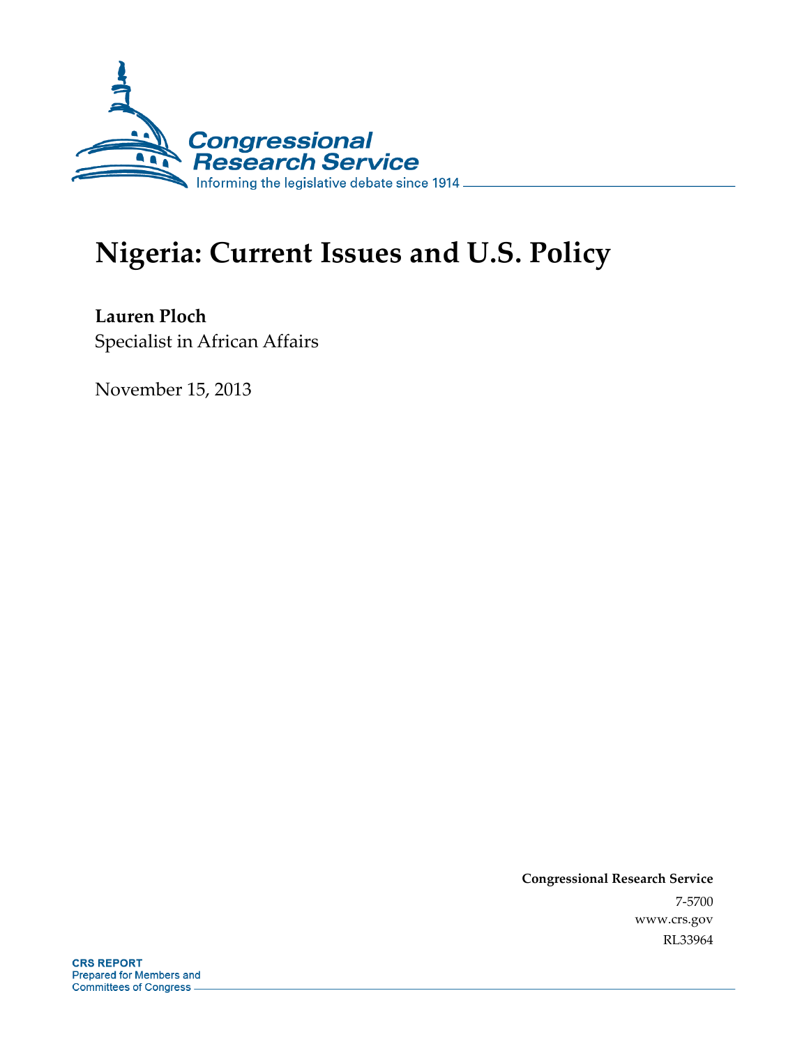Congressional Research Service

Informing the legislative debate since 1914

# Nigeria: Current Issues and U.S. Policy

**Lauren Ploch**

Specialist in African Affairs

November 15, 2013

**Congressional Research Service**

7-5700

www.crs.gov

RL33964

**CRS REPORT**

Prepared for Members and Committees of Congress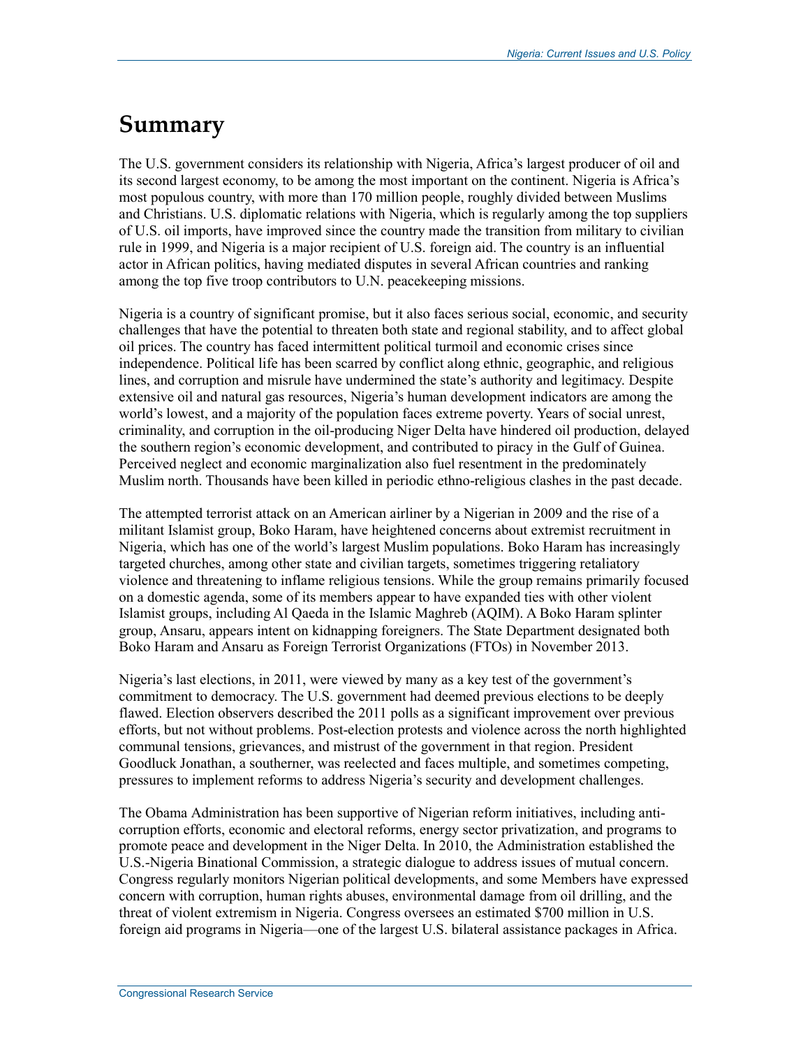# Summary

The U.S. government considers its relationship with Nigeria, Africa's largest producer of oil and its second largest economy, to be among the most important on the continent. Nigeria is Africa's most populous country, with more than 170 million people, roughly divided between Muslims and Christians. U.S. diplomatic relations with Nigeria, which is regularly among the top suppliers of U.S. oil imports, have improved since the country made the transition from military to civilian rule in 1999, and Nigeria is a major recipient of U.S. foreign aid. The country is an influential actor in African politics, having mediated disputes in several African countries and ranking among the top five troop contributors to U.N. peacekeeping missions.

Nigeria is a country of significant promise, but it also faces serious social, economic, and security challenges that have the potential to threaten both state and regional stability, and to affect global oil prices. The country has faced intermittent political turmoil and economic crises since independence. Political life has been scarred by conflict along ethnic, geographic, and religious lines, and corruption and misrule have undermined the state's authority and legitimacy. Despite extensive oil and natural gas resources, Nigeria's human development indicators are among the world's lowest, and a majority of the population faces extreme poverty. Years of social unrest, criminality, and corruption in the oil-producing Niger Delta have hindered oil production, delayed the southern region's economic development, and contributed to piracy in the Gulf of Guinea. Perceived neglect and economic marginalization also fuel resentment in the predominately Muslim north. Thousands have been killed in periodic ethno-religious clashes in the past decade.

The attempted terrorist attack on an American airliner by a Nigerian in 2009 and the rise of a militant Islamist group, Boko Haram, have heightened concerns about extremist recruitment in Nigeria, which has one of the world's largest Muslim populations. Boko Haram has increasingly targeted churches, among other state and civilian targets, sometimes triggering retaliatory violence and threatening to inflame religious tensions. While the group remains primarily focused on a domestic agenda, some of its members appear to have expanded ties with other violent Islamist groups, including Al Qaeda in the Islamic Maghreb (AQIM). A Boko Haram splinter group, Ansaru, appears intent on kidnapping foreigners. The State Department designated both Boko Haram and Ansaru as Foreign Terrorist Organizations (FTOs) in November 2013.

Nigeria's last elections, in 2011, were viewed by many as a key test of the government's commitment to democracy. The U.S. government had deemed previous elections to be deeply flawed. Election observers described the 2011 polls as a significant improvement over previous efforts, but not without problems. Post-election protests and violence across the north highlighted communal tensions, grievances, and mistrust of the government in that region. President Goodluck Jonathan, a southerner, was reelected and faces multiple, and sometimes competing, pressures to implement reforms to address Nigeria's security and development challenges.

The Obama Administration has been supportive of Nigerian reform initiatives, including anti-corruption efforts, economic and electoral reforms, energy sector privatization, and programs to promote peace and development in the Niger Delta. In 2010, the Administration established the U.S.-Nigeria Binational Commission, a strategic dialogue to address issues of mutual concern. Congress regularly monitors Nigerian political developments, and some Members have expressed concern with corruption, human rights abuses, environmental damage from oil drilling, and the threat of violent extremism in Nigeria. Congress oversees an estimated $700 million in U.S. foreign aid programs in Nigeria—one of the largest U.S. bilateral assistance packages in Africa.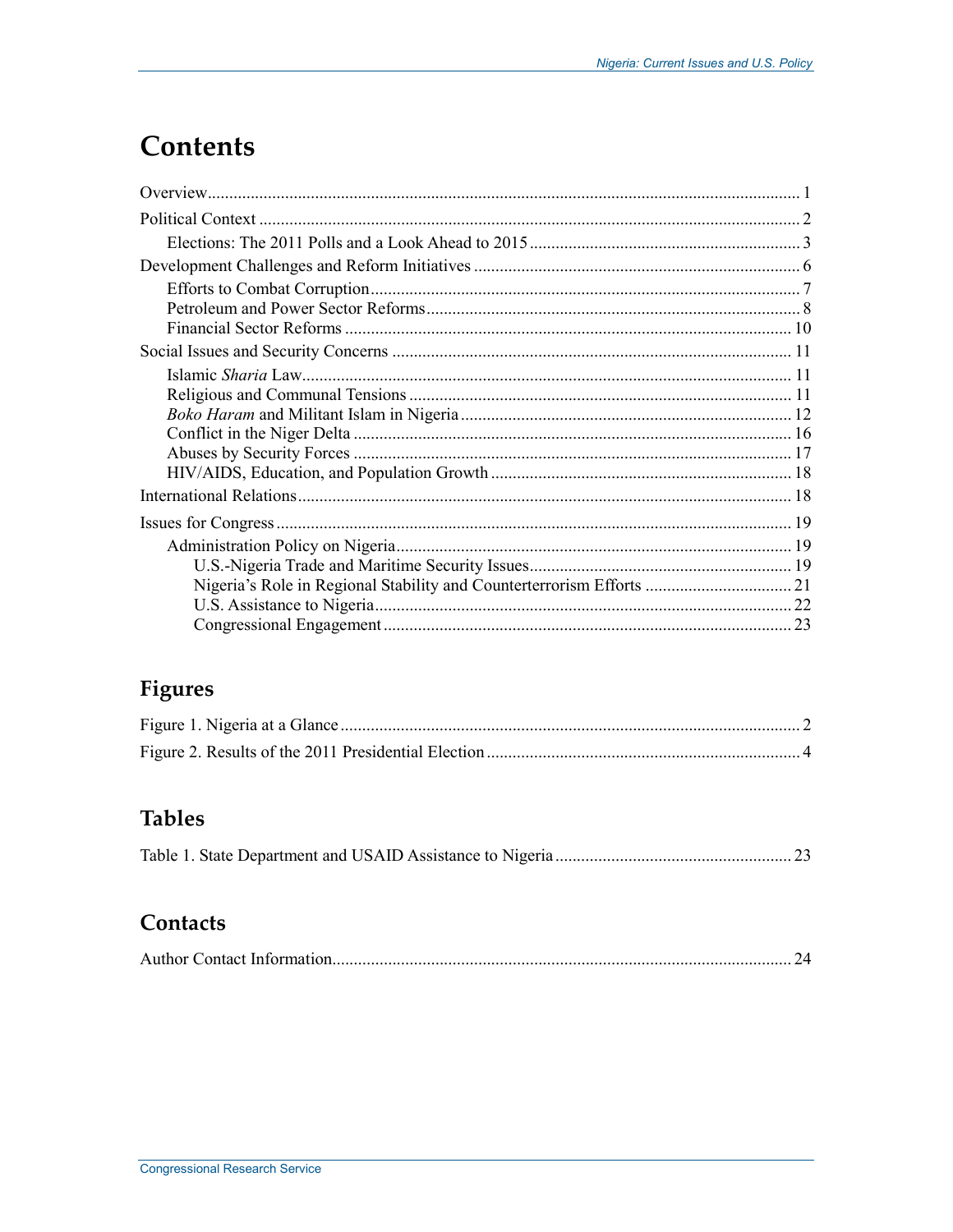# Contents

Overview....................................................................................................................................... 1

Political Context ........................................................................................................................... 2

Elections: The 2011 Polls and a Look Ahead to 2015 .............................................................. 3

Development Challenges and Reform Initiatives ........................................................................... 6

Efforts to Combat Corruption.................................................................................................. 7

Petroleum and Power Sector Reforms..................................................................................... 8

Financial Sector Reforms ....................................................................................................... 10

Social Issues and Security Concerns ............................................................................................ 11

Islamic *Sharia* Law................................................................................................................. 11

Religious and Communal Tensions ........................................................................................ 11

*Boko Haram* and Militant Islam in Nigeria ............................................................................ 12

Conflict in the Niger Delta ..................................................................................................... 16

Abuses by Security Forces ..................................................................................................... 17

HIV/AIDS, Education, and Population Growth ..................................................................... 18

International Relations.................................................................................................................. 18

Issues for Congress....................................................................................................................... 19

Administration Policy on Nigeria........................................................................................... 19

U.S.-Nigeria Trade and Maritime Security Issues............................................................ 19

Nigeria's Role in Regional Stability and Counterterrorism Efforts .................................. 21

U.S. Assistance to Nigeria................................................................................................ 22

Congressional Engagement .............................................................................................. 23

## Figures

Figure 1. Nigeria at a Glance .......................................................................................................... 2

Figure 2. Results of the 2011 Presidential Election ........................................................................ 4

## Tables

Table 1. State Department and USAID Assistance to Nigeria ...................................................... 23

## Contacts

Author Contact Information.......................................................................................................... 24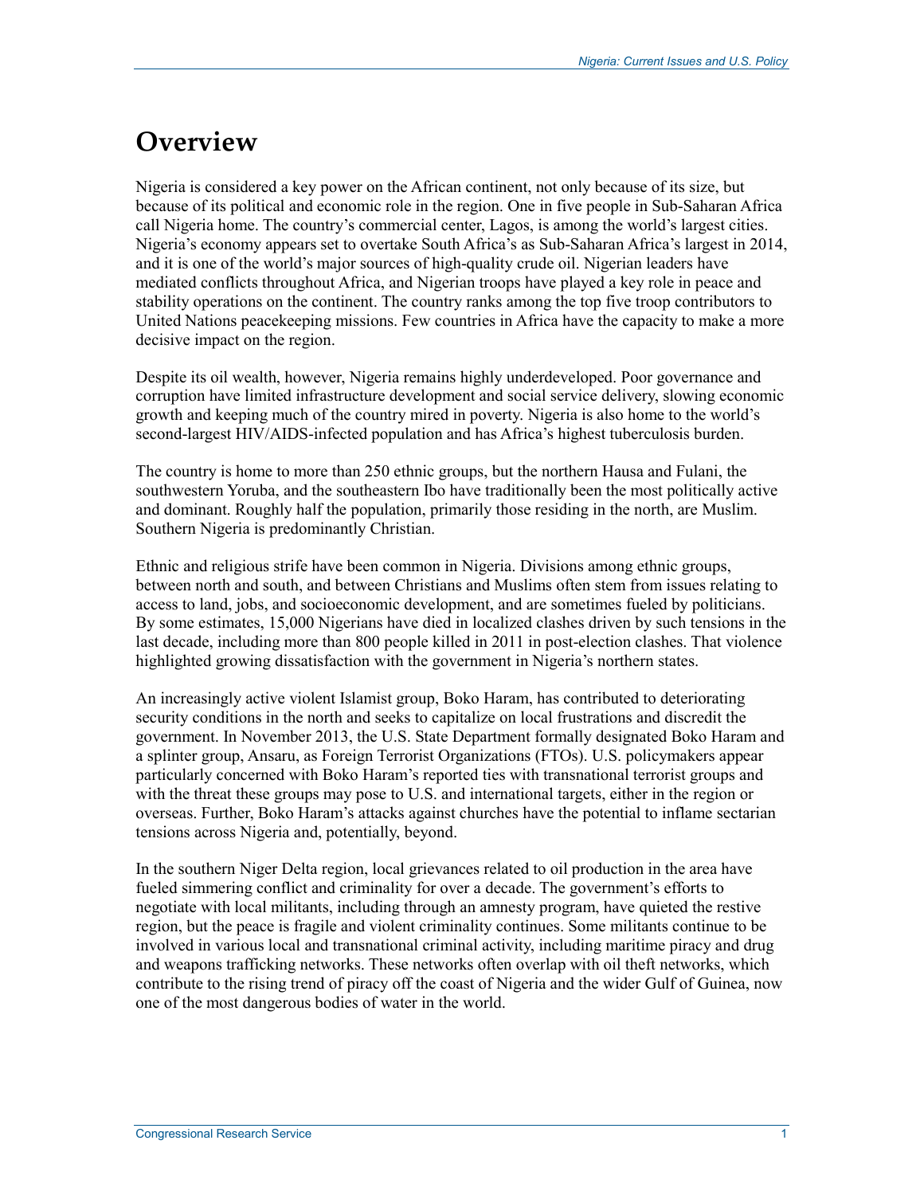# Overview

Nigeria is considered a key power on the African continent, not only because of its size, but because of its political and economic role in the region. One in five people in Sub-Saharan Africa call Nigeria home. The country's commercial center, Lagos, is among the world's largest cities. Nigeria's economy appears set to overtake South Africa's as Sub-Saharan Africa's largest in 2014, and it is one of the world's major sources of high-quality crude oil. Nigerian leaders have mediated conflicts throughout Africa, and Nigerian troops have played a key role in peace and stability operations on the continent. The country ranks among the top five troop contributors to United Nations peacekeeping missions. Few countries in Africa have the capacity to make a more decisive impact on the region.

Despite its oil wealth, however, Nigeria remains highly underdeveloped. Poor governance and corruption have limited infrastructure development and social service delivery, slowing economic growth and keeping much of the country mired in poverty. Nigeria is also home to the world's second-largest HIV/AIDS-infected population and has Africa's highest tuberculosis burden.

The country is home to more than 250 ethnic groups, but the northern Hausa and Fulani, the southwestern Yoruba, and the southeastern Ibo have traditionally been the most politically active and dominant. Roughly half the population, primarily those residing in the north, are Muslim. Southern Nigeria is predominantly Christian.

Ethnic and religious strife have been common in Nigeria. Divisions among ethnic groups, between north and south, and between Christians and Muslims often stem from issues relating to access to land, jobs, and socioeconomic development, and are sometimes fueled by politicians. By some estimates, 15,000 Nigerians have died in localized clashes driven by such tensions in the last decade, including more than 800 people killed in 2011 in post-election clashes. That violence highlighted growing dissatisfaction with the government in Nigeria's northern states.

An increasingly active violent Islamist group, Boko Haram, has contributed to deteriorating security conditions in the north and seeks to capitalize on local frustrations and discredit the government. In November 2013, the U.S. State Department formally designated Boko Haram and a splinter group, Ansaru, as Foreign Terrorist Organizations (FTOs). U.S. policymakers appear particularly concerned with Boko Haram's reported ties with transnational terrorist groups and with the threat these groups may pose to U.S. and international targets, either in the region or overseas. Further, Boko Haram's attacks against churches have the potential to inflame sectarian tensions across Nigeria and, potentially, beyond.

In the southern Niger Delta region, local grievances related to oil production in the area have fueled simmering conflict and criminality for over a decade. The government's efforts to negotiate with local militants, including through an amnesty program, have quieted the restive region, but the peace is fragile and violent criminality continues. Some militants continue to be involved in various local and transnational criminal activity, including maritime piracy and drug and weapons trafficking networks. These networks often overlap with oil theft networks, which contribute to the rising trend of piracy off the coast of Nigeria and the wider Gulf of Guinea, now one of the most dangerous bodies of water in the world.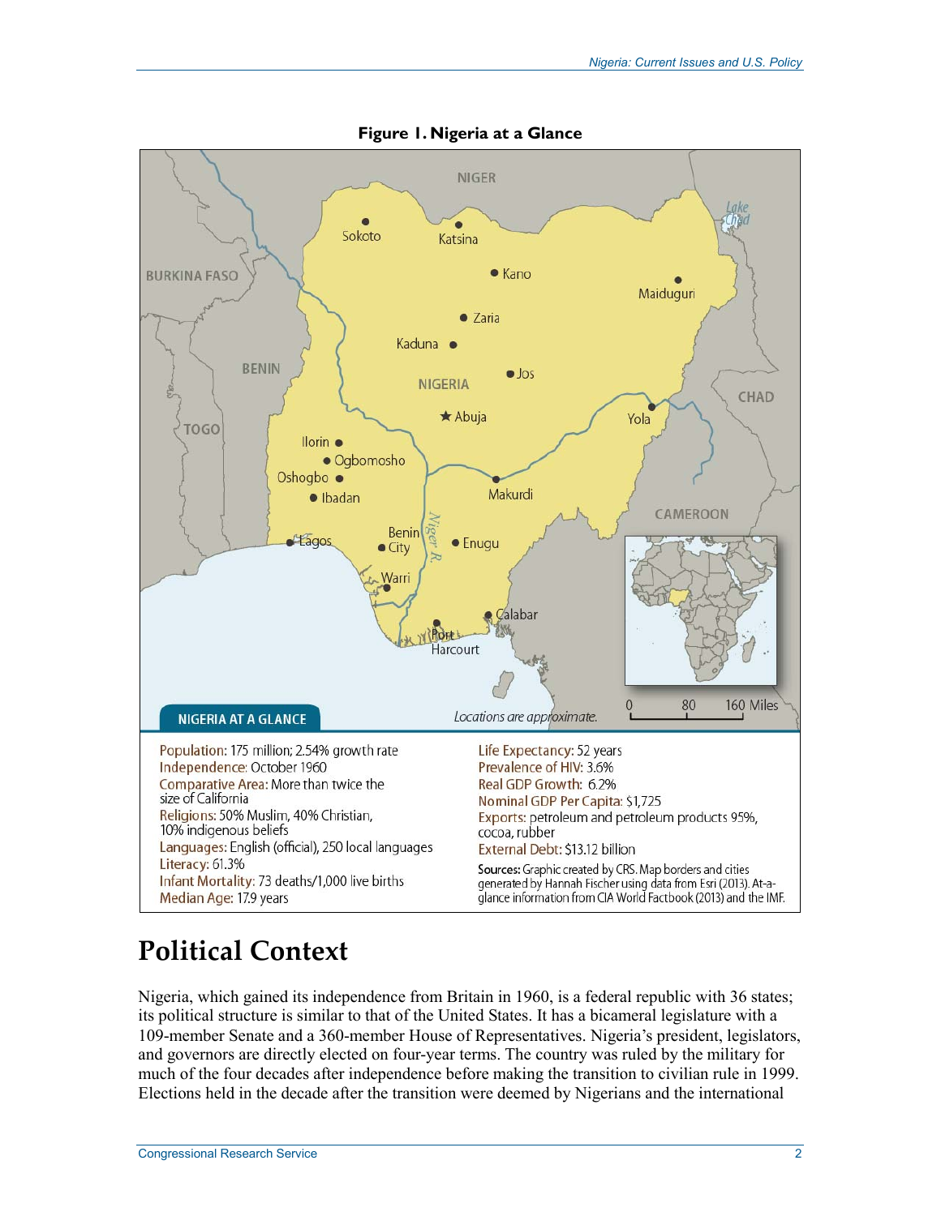**Figure 1. Nigeria at a Glance**

NIGERIA AT A GLANCE

Population: 175 million; 2.54% growth rate
Independence: October 1960
Comparative Area: More than twice the size of California
Religions: 50% Muslim, 40% Christian, 10% indigenous beliefs
Languages: English (official), 250 local languages
Literacy: 61.3%
Infant Mortality: 73 deaths/1,000 live births
Median Age: 17.9 years

Life Expectancy: 52 years
Prevalence of HIV: 3.6%
Real GDP Growth: 6.2%
Nominal GDP Per Capita: $1,725
Exports: petroleum and petroleum products 95%, cocoa, rubber
External Debt: $13.12 billion

Sources: Graphic created by CRS. Map borders and cities generated by Hannah Fischer using data from Esri (2013). At-a-glance information from CIA World Factbook (2013) and the IMF.

## Political Context

Nigeria, which gained its independence from Britain in 1960, is a federal republic with 36 states; its political structure is similar to that of the United States. It has a bicameral legislature with a 109-member Senate and a 360-member House of Representatives. Nigeria's president, legislators, and governors are directly elected on four-year terms. The country was ruled by the military for much of the four decades after independence before making the transition to civilian rule in 1999. Elections held in the decade after the transition were deemed by Nigerians and the international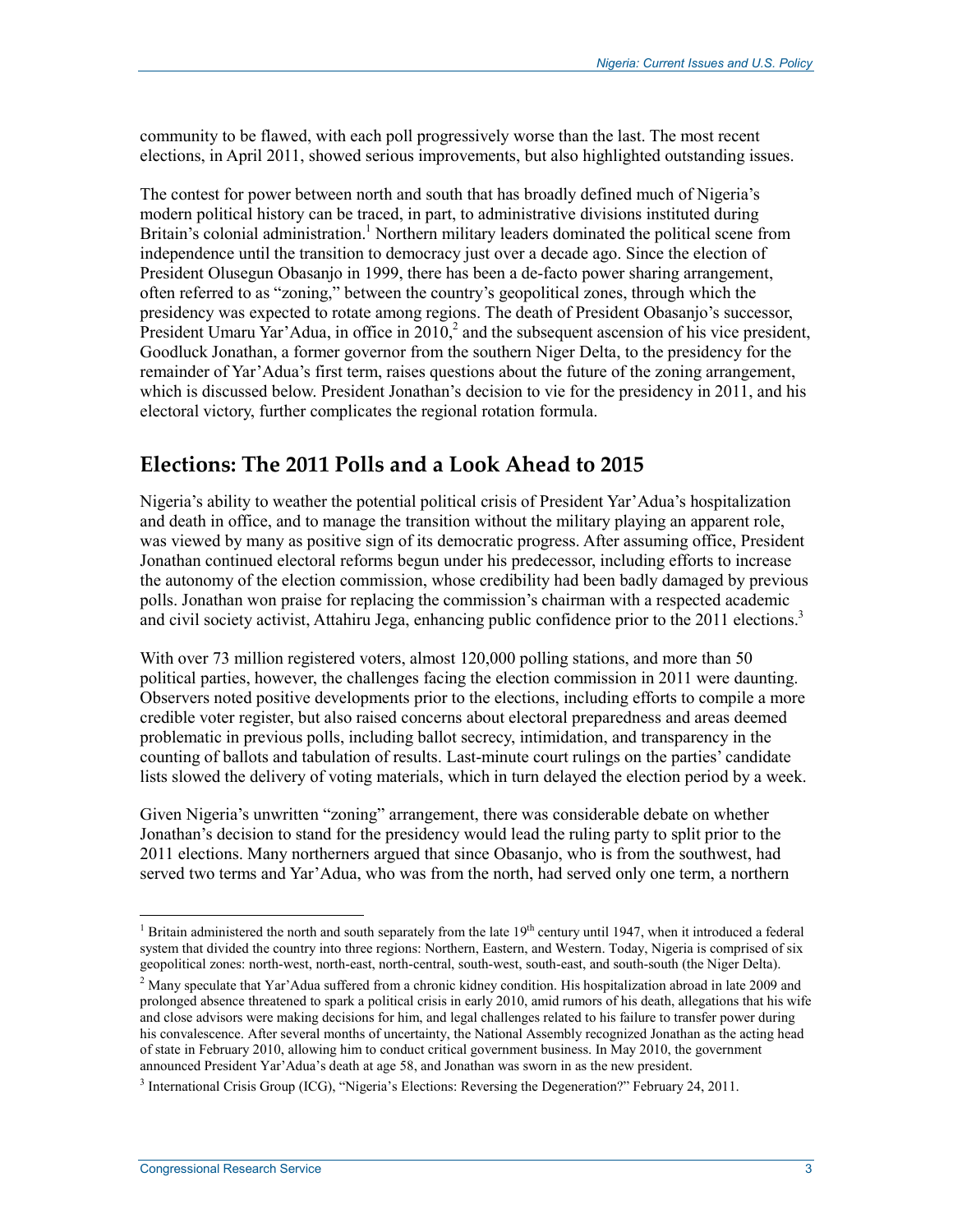community to be flawed, with each poll progressively worse than the last. The most recent elections, in April 2011, showed serious improvements, but also highlighted outstanding issues.

The contest for power between north and south that has broadly defined much of Nigeria's modern political history can be traced, in part, to administrative divisions instituted during Britain's colonial administration.[1] Northern military leaders dominated the political scene from independence until the transition to democracy just over a decade ago. Since the election of President Olusegun Obasanjo in 1999, there has been a de-facto power sharing arrangement, often referred to as "zoning," between the country's geopolitical zones, through which the presidency was expected to rotate among regions. The death of President Obasanjo's successor, President Umaru Yar'Adua, in office in 2010,[2] and the subsequent ascension of his vice president, Goodluck Jonathan, a former governor from the southern Niger Delta, to the presidency for the remainder of Yar'Adua's first term, raises questions about the future of the zoning arrangement, which is discussed below. President Jonathan's decision to vie for the presidency in 2011, and his electoral victory, further complicates the regional rotation formula.

## Elections: The 2011 Polls and a Look Ahead to 2015

Nigeria's ability to weather the potential political crisis of President Yar'Adua's hospitalization and death in office, and to manage the transition without the military playing an apparent role, was viewed by many as positive sign of its democratic progress. After assuming office, President Jonathan continued electoral reforms begun under his predecessor, including efforts to increase the autonomy of the election commission, whose credibility had been badly damaged by previous polls. Jonathan won praise for replacing the commission's chairman with a respected academic and civil society activist, Attahiru Jega, enhancing public confidence prior to the 2011 elections.[3]

With over 73 million registered voters, almost 120,000 polling stations, and more than 50 political parties, however, the challenges facing the election commission in 2011 were daunting. Observers noted positive developments prior to the elections, including efforts to compile a more credible voter register, but also raised concerns about electoral preparedness and areas deemed problematic in previous polls, including ballot secrecy, intimidation, and transparency in the counting of ballots and tabulation of results. Last-minute court rulings on the parties' candidate lists slowed the delivery of voting materials, which in turn delayed the election period by a week.

Given Nigeria's unwritten "zoning" arrangement, there was considerable debate on whether Jonathan's decision to stand for the presidency would lead the ruling party to split prior to the 2011 elections. Many northerners argued that since Obasanjo, who is from the southwest, had served two terms and Yar'Adua, who was from the north, had served only one term, a northern

---

[1] Britain administered the north and south separately from the late 19th century until 1947, when it introduced a federal system that divided the country into three regions: Northern, Eastern, and Western. Today, Nigeria is comprised of six geopolitical zones: north-west, north-east, north-central, south-west, south-east, and south-south (the Niger Delta).

[2] Many speculate that Yar'Adua suffered from a chronic kidney condition. His hospitalization abroad in late 2009 and prolonged absence threatened to spark a political crisis in early 2010, amid rumors of his death, allegations that his wife and close advisors were making decisions for him, and legal challenges related to his failure to transfer power during his convalescence. After several months of uncertainty, the National Assembly recognized Jonathan as the acting head of state in February 2010, allowing him to conduct critical government business. In May 2010, the government announced President Yar'Adua's death at age 58, and Jonathan was sworn in as the new president.

[3] International Crisis Group (ICG), "Nigeria's Elections: Reversing the Degeneration?" February 24, 2011.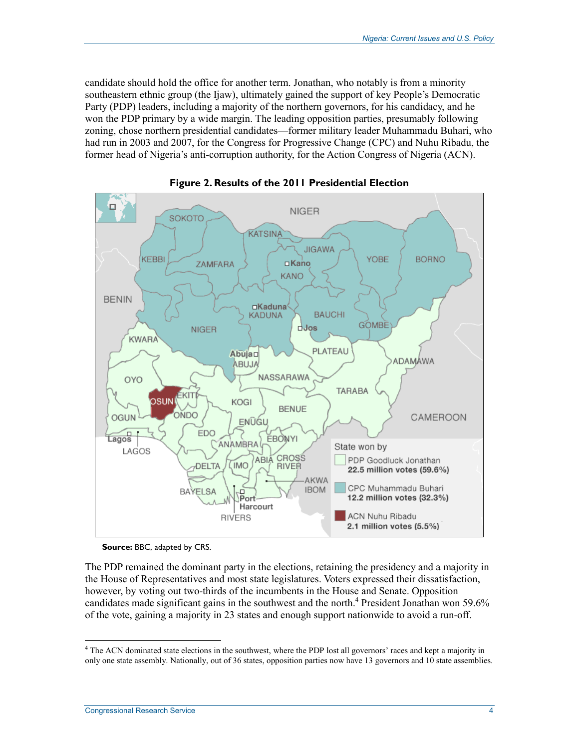candidate should hold the office for another term. Jonathan, who notably is from a minority southeastern ethnic group (the Ijaw), ultimately gained the support of key People's Democratic Party (PDP) leaders, including a majority of the northern governors, for his candidacy, and he won the PDP primary by a wide margin. The leading opposition parties, presumably following zoning, chose northern presidential candidates—former military leader Muhammadu Buhari, who had run in 2003 and 2007, for the Congress for Progressive Change (CPC) and Nuhu Ribadu, the former head of Nigeria's anti-corruption authority, for the Action Congress of Nigeria (ACN).

**Figure 2. Results of the 2011 Presidential Election**

State won by
- PDP Goodluck Jonathan **22.5 million votes (59.6%)**
- CPC Muhammadu Buhari **12.2 million votes (32.3%)**
- ACN Nuhu Ribadu **2.1 million votes (5.5%)**

**Source:** BBC, adapted by CRS.

The PDP remained the dominant party in the elections, retaining the presidency and a majority in the House of Representatives and most state legislatures. Voters expressed their dissatisfaction, however, by voting out two-thirds of the incumbents in the House and Senate. Opposition candidates made significant gains in the southwest and the north.[4] President Jonathan won 59.6% of the vote, gaining a majority in 23 states and enough support nationwide to avoid a run-off.

---

[4] The ACN dominated state elections in the southwest, where the PDP lost all governors' races and kept a majority in only one state assembly. Nationally, out of 36 states, opposition parties now have 13 governors and 10 state assemblies.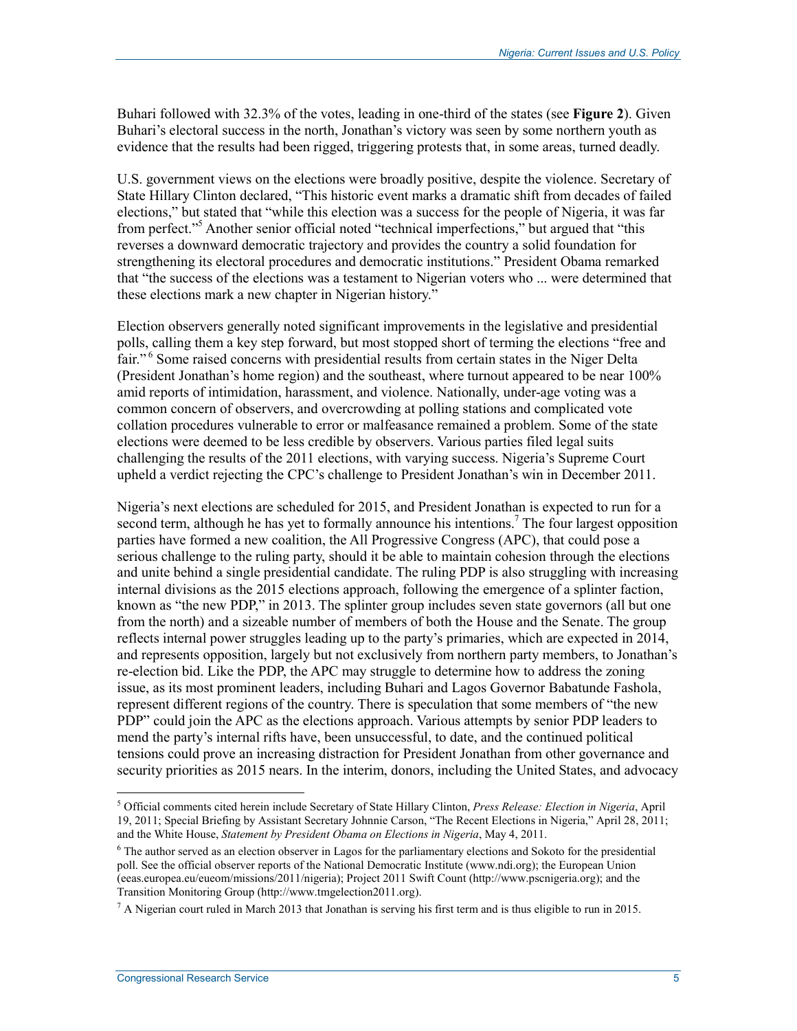Buhari followed with 32.3% of the votes, leading in one-third of the states (see **Figure 2**). Given Buhari's electoral success in the north, Jonathan's victory was seen by some northern youth as evidence that the results had been rigged, triggering protests that, in some areas, turned deadly.

U.S. government views on the elections were broadly positive, despite the violence. Secretary of State Hillary Clinton declared, "This historic event marks a dramatic shift from decades of failed elections," but stated that "while this election was a success for the people of Nigeria, it was far from perfect."[5] Another senior official noted "technical imperfections," but argued that "this reverses a downward democratic trajectory and provides the country a solid foundation for strengthening its electoral procedures and democratic institutions." President Obama remarked that "the success of the elections was a testament to Nigerian voters who ... were determined that these elections mark a new chapter in Nigerian history."

Election observers generally noted significant improvements in the legislative and presidential polls, calling them a key step forward, but most stopped short of terming the elections "free and fair."[6] Some raised concerns with presidential results from certain states in the Niger Delta (President Jonathan's home region) and the southeast, where turnout appeared to be near 100% amid reports of intimidation, harassment, and violence. Nationally, under-age voting was a common concern of observers, and overcrowding at polling stations and complicated vote collation procedures vulnerable to error or malfeasance remained a problem. Some of the state elections were deemed to be less credible by observers. Various parties filed legal suits challenging the results of the 2011 elections, with varying success. Nigeria's Supreme Court upheld a verdict rejecting the CPC's challenge to President Jonathan's win in December 2011.

Nigeria's next elections are scheduled for 2015, and President Jonathan is expected to run for a second term, although he has yet to formally announce his intentions.[7] The four largest opposition parties have formed a new coalition, the All Progressive Congress (APC), that could pose a serious challenge to the ruling party, should it be able to maintain cohesion through the elections and unite behind a single presidential candidate. The ruling PDP is also struggling with increasing internal divisions as the 2015 elections approach, following the emergence of a splinter faction, known as "the new PDP," in 2013. The splinter group includes seven state governors (all but one from the north) and a sizeable number of members of both the House and the Senate. The group reflects internal power struggles leading up to the party's primaries, which are expected in 2014, and represents opposition, largely but not exclusively from northern party members, to Jonathan's re-election bid. Like the PDP, the APC may struggle to determine how to address the zoning issue, as its most prominent leaders, including Buhari and Lagos Governor Babatunde Fashola, represent different regions of the country. There is speculation that some members of "the new PDP" could join the APC as the elections approach. Various attempts by senior PDP leaders to mend the party's internal rifts have, been unsuccessful, to date, and the continued political tensions could prove an increasing distraction for President Jonathan from other governance and security priorities as 2015 nears. In the interim, donors, including the United States, and advocacy

---

[5] Official comments cited herein include Secretary of State Hillary Clinton, *Press Release: Election in Nigeria*, April 19, 2011; Special Briefing by Assistant Secretary Johnnie Carson, "The Recent Elections in Nigeria," April 28, 2011; and the White House, *Statement by President Obama on Elections in Nigeria*, May 4, 2011.

[6] The author served as an election observer in Lagos for the parliamentary elections and Sokoto for the presidential poll. See the official observer reports of the National Democratic Institute (www.ndi.org); the European Union (eeas.europea.eu/eueom/missions/2011/nigeria); Project 2011 Swift Count (http://www.pscnigeria.org); and the Transition Monitoring Group (http://www.tmgelection2011.org).

[7] A Nigerian court ruled in March 2013 that Jonathan is serving his first term and is thus eligible to run in 2015.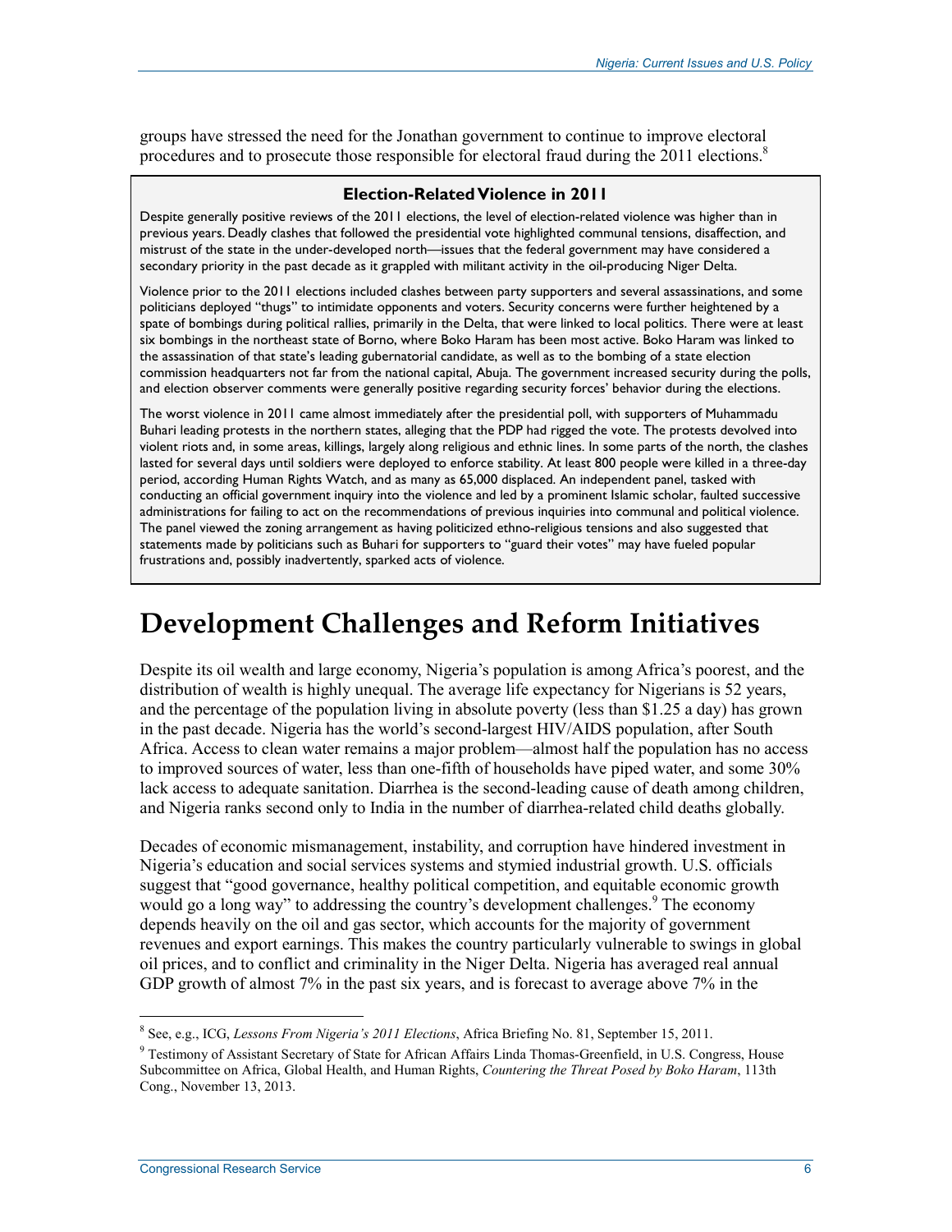groups have stressed the need for the Jonathan government to continue to improve electoral procedures and to prosecute those responsible for electoral fraud during the 2011 elections.[8]

> **Election-Related Violence in 2011**
>
> Despite generally positive reviews of the 2011 elections, the level of election-related violence was higher than in previous years. Deadly clashes that followed the presidential vote highlighted communal tensions, disaffection, and mistrust of the state in the under-developed north—issues that the federal government may have considered a secondary priority in the past decade as it grappled with militant activity in the oil-producing Niger Delta.
>
> Violence prior to the 2011 elections included clashes between party supporters and several assassinations, and some politicians deployed "thugs" to intimidate opponents and voters. Security concerns were further heightened by a spate of bombings during political rallies, primarily in the Delta, that were linked to local politics. There were at least six bombings in the northeast state of Borno, where Boko Haram has been most active. Boko Haram was linked to the assassination of that state's leading gubernatorial candidate, as well as to the bombing of a state election commission headquarters not far from the national capital, Abuja. The government increased security during the polls, and election observer comments were generally positive regarding security forces' behavior during the elections.
>
> The worst violence in 2011 came almost immediately after the presidential poll, with supporters of Muhammadu Buhari leading protests in the northern states, alleging that the PDP had rigged the vote. The protests devolved into violent riots and, in some areas, killings, largely along religious and ethnic lines. In some parts of the north, the clashes lasted for several days until soldiers were deployed to enforce stability. At least 800 people were killed in a three-day period, according Human Rights Watch, and as many as 65,000 displaced. An independent panel, tasked with conducting an official government inquiry into the violence and led by a prominent Islamic scholar, faulted successive administrations for failing to act on the recommendations of previous inquiries into communal and political violence. The panel viewed the zoning arrangement as having politicized ethno-religious tensions and also suggested that statements made by politicians such as Buhari for supporters to "guard their votes" may have fueled popular frustrations and, possibly inadvertently, sparked acts of violence.

# Development Challenges and Reform Initiatives

Despite its oil wealth and large economy, Nigeria's population is among Africa's poorest, and the distribution of wealth is highly unequal. The average life expectancy for Nigerians is 52 years, and the percentage of the population living in absolute poverty (less than $1.25 a day) has grown in the past decade. Nigeria has the world's second-largest HIV/AIDS population, after South Africa. Access to clean water remains a major problem—almost half the population has no access to improved sources of water, less than one-fifth of households have piped water, and some 30% lack access to adequate sanitation. Diarrhea is the second-leading cause of death among children, and Nigeria ranks second only to India in the number of diarrhea-related child deaths globally.

Decades of economic mismanagement, instability, and corruption have hindered investment in Nigeria's education and social services systems and stymied industrial growth. U.S. officials suggest that "good governance, healthy political competition, and equitable economic growth would go a long way" to addressing the country's development challenges.[9] The economy depends heavily on the oil and gas sector, which accounts for the majority of government revenues and export earnings. This makes the country particularly vulnerable to swings in global oil prices, and to conflict and criminality in the Niger Delta. Nigeria has averaged real annual GDP growth of almost 7% in the past six years, and is forecast to average above 7% in the

---

[8] See, e.g., ICG, *Lessons From Nigeria's 2011 Elections*, Africa Briefing No. 81, September 15, 2011.

[9] Testimony of Assistant Secretary of State for African Affairs Linda Thomas-Greenfield, in U.S. Congress, House Subcommittee on Africa, Global Health, and Human Rights, *Countering the Threat Posed by Boko Haram*, 113th Cong., November 13, 2013.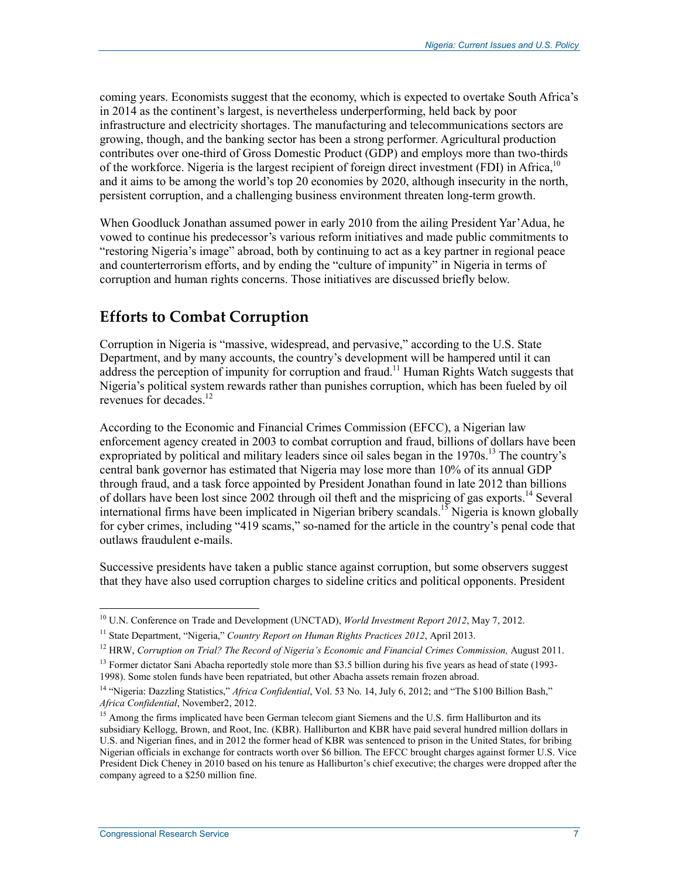coming years. Economists suggest that the economy, which is expected to overtake South Africa's in 2014 as the continent's largest, is nevertheless underperforming, held back by poor infrastructure and electricity shortages. The manufacturing and telecommunications sectors are growing, though, and the banking sector has been a strong performer. Agricultural production contributes over one-third of Gross Domestic Product (GDP) and employs more than two-thirds of the workforce. Nigeria is the largest recipient of foreign direct investment (FDI) in Africa,[10] and it aims to be among the world's top 20 economies by 2020, although insecurity in the north, persistent corruption, and a challenging business environment threaten long-term growth.

When Goodluck Jonathan assumed power in early 2010 from the ailing President Yar'Adua, he vowed to continue his predecessor's various reform initiatives and made public commitments to "restoring Nigeria's image" abroad, both by continuing to act as a key partner in regional peace and counterterrorism efforts, and by ending the "culture of impunity" in Nigeria in terms of corruption and human rights concerns. Those initiatives are discussed briefly below.

## Efforts to Combat Corruption

Corruption in Nigeria is "massive, widespread, and pervasive," according to the U.S. State Department, and by many accounts, the country's development will be hampered until it can address the perception of impunity for corruption and fraud.[11] Human Rights Watch suggests that Nigeria's political system rewards rather than punishes corruption, which has been fueled by oil revenues for decades.[12]

According to the Economic and Financial Crimes Commission (EFCC), a Nigerian law enforcement agency created in 2003 to combat corruption and fraud, billions of dollars have been expropriated by political and military leaders since oil sales began in the 1970s.[13] The country's central bank governor has estimated that Nigeria may lose more than 10% of its annual GDP through fraud, and a task force appointed by President Jonathan found in late 2012 than billions of dollars have been lost since 2002 through oil theft and the mispricing of gas exports.[14] Several international firms have been implicated in Nigerian bribery scandals.[15] Nigeria is known globally for cyber crimes, including "419 scams," so-named for the article in the country's penal code that outlaws fraudulent e-mails.

Successive presidents have taken a public stance against corruption, but some observers suggest that they have also used corruption charges to sideline critics and political opponents. President

---

[10] U.N. Conference on Trade and Development (UNCTAD), *World Investment Report 2012*, May 7, 2012.

[11] State Department, "Nigeria," *Country Report on Human Rights Practices 2012*, April 2013.

[12] HRW, *Corruption on Trial? The Record of Nigeria's Economic and Financial Crimes Commission,* August 2011.

[13] Former dictator Sani Abacha reportedly stole more than $3.5 billion during his five years as head of state (1993-1998). Some stolen funds have been repatriated, but other Abacha assets remain frozen abroad.

[14] "Nigeria: Dazzling Statistics," *Africa Confidential*, Vol. 53 No. 14, July 6, 2012; and "The $100 Billion Bash," *Africa Confidential*, November2, 2012.

[15] Among the firms implicated have been German telecom giant Siemens and the U.S. firm Halliburton and its subsidiary Kellogg, Brown, and Root, Inc. (KBR). Halliburton and KBR have paid several hundred million dollars in U.S. and Nigerian fines, and in 2012 the former head of KBR was sentenced to prison in the United States, for bribing Nigerian officials in exchange for contracts worth over $6 billion. The EFCC brought charges against former U.S. Vice President Dick Cheney in 2010 based on his tenure as Halliburton's chief executive; the charges were dropped after the company agreed to a $250 million fine.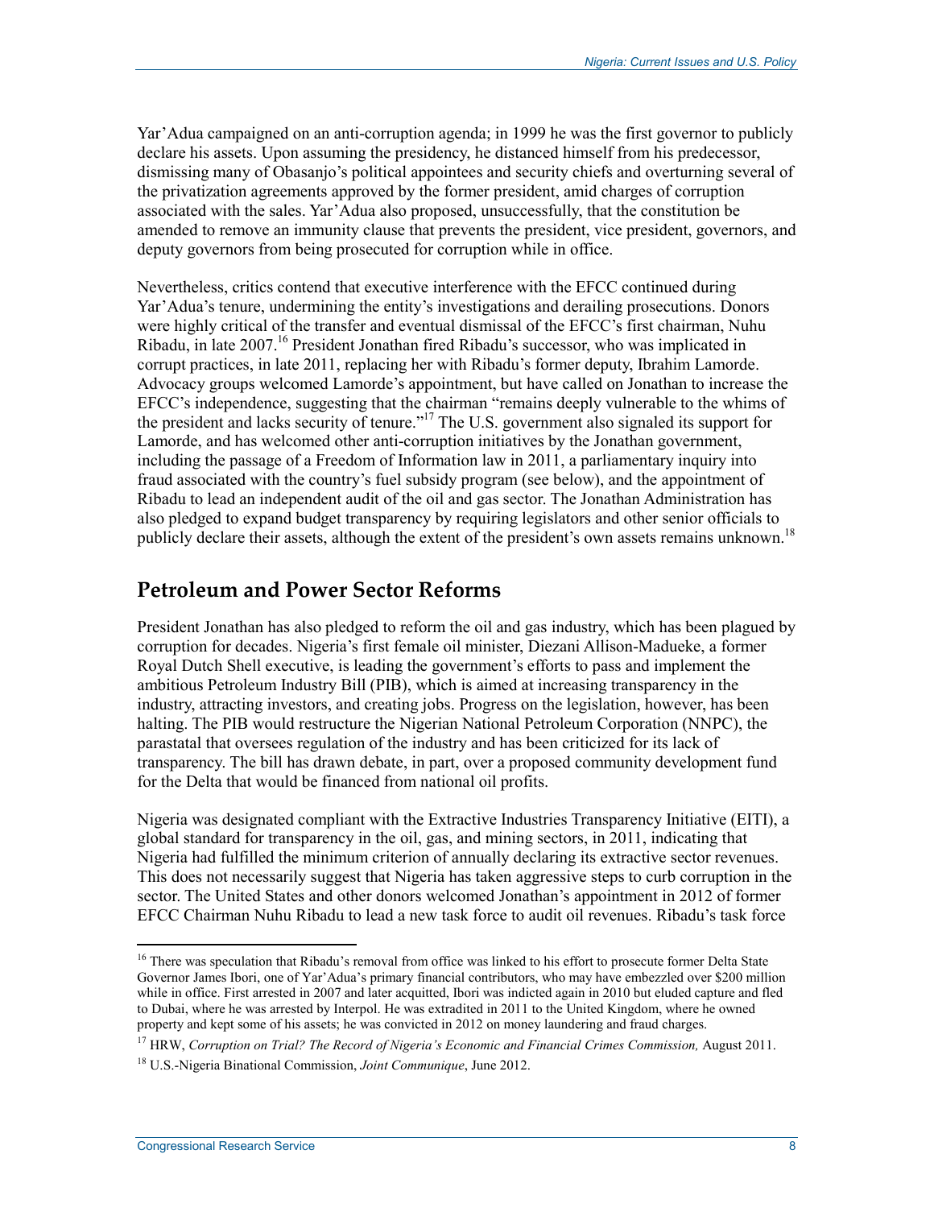Yar'Adua campaigned on an anti-corruption agenda; in 1999 he was the first governor to publicly declare his assets. Upon assuming the presidency, he distanced himself from his predecessor, dismissing many of Obasanjo's political appointees and security chiefs and overturning several of the privatization agreements approved by the former president, amid charges of corruption associated with the sales. Yar'Adua also proposed, unsuccessfully, that the constitution be amended to remove an immunity clause that prevents the president, vice president, governors, and deputy governors from being prosecuted for corruption while in office.

Nevertheless, critics contend that executive interference with the EFCC continued during Yar'Adua's tenure, undermining the entity's investigations and derailing prosecutions. Donors were highly critical of the transfer and eventual dismissal of the EFCC's first chairman, Nuhu Ribadu, in late 2007.[16] President Jonathan fired Ribadu's successor, who was implicated in corrupt practices, in late 2011, replacing her with Ribadu's former deputy, Ibrahim Lamorde. Advocacy groups welcomed Lamorde's appointment, but have called on Jonathan to increase the EFCC's independence, suggesting that the chairman "remains deeply vulnerable to the whims of the president and lacks security of tenure."[17] The U.S. government also signaled its support for Lamorde, and has welcomed other anti-corruption initiatives by the Jonathan government, including the passage of a Freedom of Information law in 2011, a parliamentary inquiry into fraud associated with the country's fuel subsidy program (see below), and the appointment of Ribadu to lead an independent audit of the oil and gas sector. The Jonathan Administration has also pledged to expand budget transparency by requiring legislators and other senior officials to publicly declare their assets, although the extent of the president's own assets remains unknown.[18]

## Petroleum and Power Sector Reforms

President Jonathan has also pledged to reform the oil and gas industry, which has been plagued by corruption for decades. Nigeria's first female oil minister, Diezani Allison-Madueke, a former Royal Dutch Shell executive, is leading the government's efforts to pass and implement the ambitious Petroleum Industry Bill (PIB), which is aimed at increasing transparency in the industry, attracting investors, and creating jobs. Progress on the legislation, however, has been halting. The PIB would restructure the Nigerian National Petroleum Corporation (NNPC), the parastatal that oversees regulation of the industry and has been criticized for its lack of transparency. The bill has drawn debate, in part, over a proposed community development fund for the Delta that would be financed from national oil profits.

Nigeria was designated compliant with the Extractive Industries Transparency Initiative (EITI), a global standard for transparency in the oil, gas, and mining sectors, in 2011, indicating that Nigeria had fulfilled the minimum criterion of annually declaring its extractive sector revenues. This does not necessarily suggest that Nigeria has taken aggressive steps to curb corruption in the sector. The United States and other donors welcomed Jonathan's appointment in 2012 of former EFCC Chairman Nuhu Ribadu to lead a new task force to audit oil revenues. Ribadu's task force

---

[16] There was speculation that Ribadu's removal from office was linked to his effort to prosecute former Delta State Governor James Ibori, one of Yar'Adua's primary financial contributors, who may have embezzled over $200 million while in office. First arrested in 2007 and later acquitted, Ibori was indicted again in 2010 but eluded capture and fled to Dubai, where he was arrested by Interpol. He was extradited in 2011 to the United Kingdom, where he owned property and kept some of his assets; he was convicted in 2012 on money laundering and fraud charges.

[17] HRW, *Corruption on Trial? The Record of Nigeria's Economic and Financial Crimes Commission,* August 2011.

[18] U.S.-Nigeria Binational Commission, *Joint Communique*, June 2012.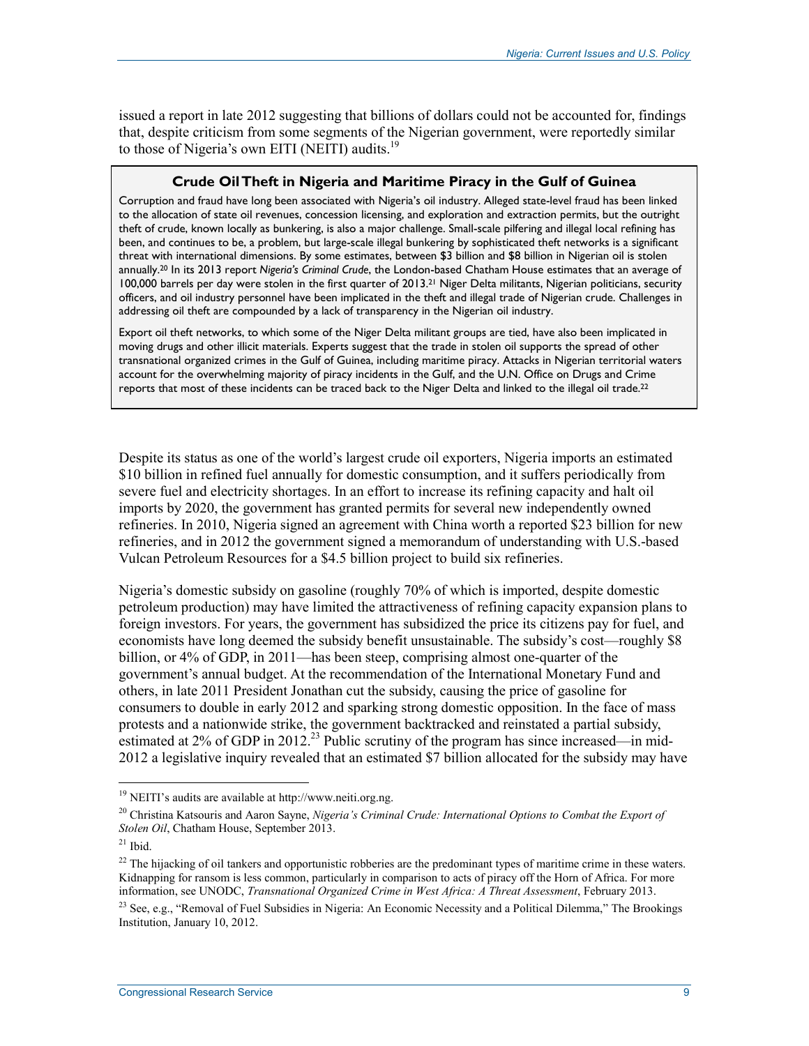issued a report in late 2012 suggesting that billions of dollars could not be accounted for, findings that, despite criticism from some segments of the Nigerian government, were reportedly similar to those of Nigeria's own EITI (NEITI) audits.[19]

> **Crude Oil Theft in Nigeria and Maritime Piracy in the Gulf of Guinea**
>
> Corruption and fraud have long been associated with Nigeria's oil industry. Alleged state-level fraud has been linked to the allocation of state oil revenues, concession licensing, and exploration and extraction permits, but the outright theft of crude, known locally as bunkering, is also a major challenge. Small-scale pilfering and illegal local refining has been, and continues to be, a problem, but large-scale illegal bunkering by sophisticated theft networks is a significant threat with international dimensions. By some estimates, between $3 billion and $8 billion in Nigerian oil is stolen annually.[20] In its 2013 report *Nigeria's Criminal Crude*, the London-based Chatham House estimates that an average of 100,000 barrels per day were stolen in the first quarter of 2013.[21] Niger Delta militants, Nigerian politicians, security officers, and oil industry personnel have been implicated in the theft and illegal trade of Nigerian crude. Challenges in addressing oil theft are compounded by a lack of transparency in the Nigerian oil industry.
>
> Export oil theft networks, to which some of the Niger Delta militant groups are tied, have also been implicated in moving drugs and other illicit materials. Experts suggest that the trade in stolen oil supports the spread of other transnational organized crimes in the Gulf of Guinea, including maritime piracy. Attacks in Nigerian territorial waters account for the overwhelming majority of piracy incidents in the Gulf, and the U.N. Office on Drugs and Crime reports that most of these incidents can be traced back to the Niger Delta and linked to the illegal oil trade.[22]

Despite its status as one of the world's largest crude oil exporters, Nigeria imports an estimated $10 billion in refined fuel annually for domestic consumption, and it suffers periodically from severe fuel and electricity shortages. In an effort to increase its refining capacity and halt oil imports by 2020, the government has granted permits for several new independently owned refineries. In 2010, Nigeria signed an agreement with China worth a reported $23 billion for new refineries, and in 2012 the government signed a memorandum of understanding with U.S.-based Vulcan Petroleum Resources for a $4.5 billion project to build six refineries.

Nigeria's domestic subsidy on gasoline (roughly 70% of which is imported, despite domestic petroleum production) may have limited the attractiveness of refining capacity expansion plans to foreign investors. For years, the government has subsidized the price its citizens pay for fuel, and economists have long deemed the subsidy benefit unsustainable. The subsidy's cost—roughly $8 billion, or 4% of GDP, in 2011—has been steep, comprising almost one-quarter of the government's annual budget. At the recommendation of the International Monetary Fund and others, in late 2011 President Jonathan cut the subsidy, causing the price of gasoline for consumers to double in early 2012 and sparking strong domestic opposition. In the face of mass protests and a nationwide strike, the government backtracked and reinstated a partial subsidy, estimated at 2% of GDP in 2012.[23] Public scrutiny of the program has since increased—in mid-2012 a legislative inquiry revealed that an estimated $7 billion allocated for the subsidy may have

---

[19] NEITI's audits are available at http://www.neiti.org.ng.

[20] Christina Katsouris and Aaron Sayne, *Nigeria's Criminal Crude: International Options to Combat the Export of Stolen Oil*, Chatham House, September 2013.

[21] Ibid.

[22] The hijacking of oil tankers and opportunistic robberies are the predominant types of maritime crime in these waters. Kidnapping for ransom is less common, particularly in comparison to acts of piracy off the Horn of Africa. For more information, see UNODC, *Transnational Organized Crime in West Africa: A Threat Assessment*, February 2013.

[23] See, e.g., "Removal of Fuel Subsidies in Nigeria: An Economic Necessity and a Political Dilemma," The Brookings Institution, January 10, 2012.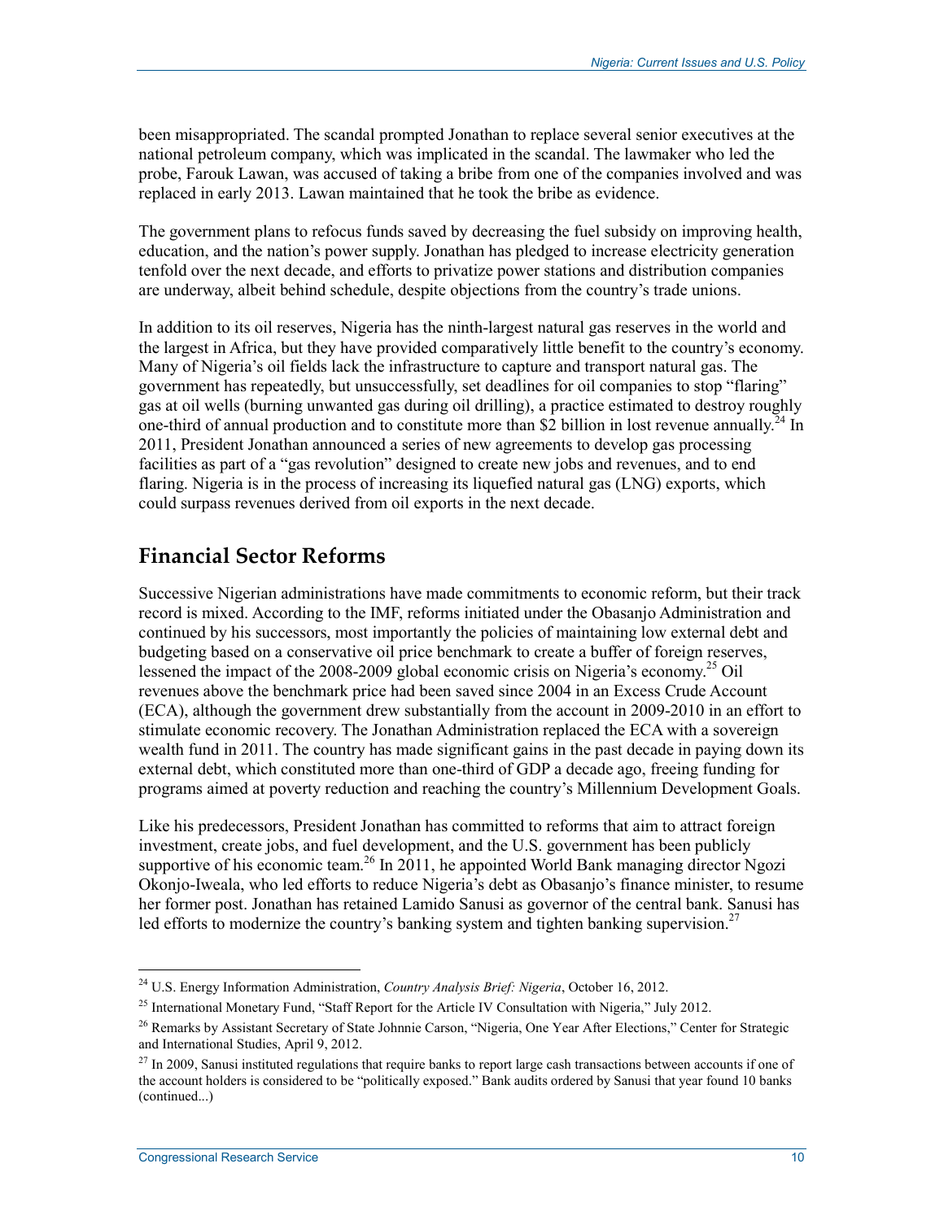been misappropriated. The scandal prompted Jonathan to replace several senior executives at the national petroleum company, which was implicated in the scandal. The lawmaker who led the probe, Farouk Lawan, was accused of taking a bribe from one of the companies involved and was replaced in early 2013. Lawan maintained that he took the bribe as evidence.

The government plans to refocus funds saved by decreasing the fuel subsidy on improving health, education, and the nation's power supply. Jonathan has pledged to increase electricity generation tenfold over the next decade, and efforts to privatize power stations and distribution companies are underway, albeit behind schedule, despite objections from the country's trade unions.

In addition to its oil reserves, Nigeria has the ninth-largest natural gas reserves in the world and the largest in Africa, but they have provided comparatively little benefit to the country's economy. Many of Nigeria's oil fields lack the infrastructure to capture and transport natural gas. The government has repeatedly, but unsuccessfully, set deadlines for oil companies to stop "flaring" gas at oil wells (burning unwanted gas during oil drilling), a practice estimated to destroy roughly one-third of annual production and to constitute more than $2 billion in lost revenue annually.[24] In 2011, President Jonathan announced a series of new agreements to develop gas processing facilities as part of a "gas revolution" designed to create new jobs and revenues, and to end flaring. Nigeria is in the process of increasing its liquefied natural gas (LNG) exports, which could surpass revenues derived from oil exports in the next decade.

## Financial Sector Reforms

Successive Nigerian administrations have made commitments to economic reform, but their track record is mixed. According to the IMF, reforms initiated under the Obasanjo Administration and continued by his successors, most importantly the policies of maintaining low external debt and budgeting based on a conservative oil price benchmark to create a buffer of foreign reserves, lessened the impact of the 2008-2009 global economic crisis on Nigeria's economy.[25] Oil revenues above the benchmark price had been saved since 2004 in an Excess Crude Account (ECA), although the government drew substantially from the account in 2009-2010 in an effort to stimulate economic recovery. The Jonathan Administration replaced the ECA with a sovereign wealth fund in 2011. The country has made significant gains in the past decade in paying down its external debt, which constituted more than one-third of GDP a decade ago, freeing funding for programs aimed at poverty reduction and reaching the country's Millennium Development Goals.

Like his predecessors, President Jonathan has committed to reforms that aim to attract foreign investment, create jobs, and fuel development, and the U.S. government has been publicly supportive of his economic team.[26] In 2011, he appointed World Bank managing director Ngozi Okonjo-Iweala, who led efforts to reduce Nigeria's debt as Obasanjo's finance minister, to resume her former post. Jonathan has retained Lamido Sanusi as governor of the central bank. Sanusi has led efforts to modernize the country's banking system and tighten banking supervision.[27]

---

[24] U.S. Energy Information Administration, *Country Analysis Brief: Nigeria*, October 16, 2012.

[25] International Monetary Fund, "Staff Report for the Article IV Consultation with Nigeria," July 2012.

[26] Remarks by Assistant Secretary of State Johnnie Carson, "Nigeria, One Year After Elections," Center for Strategic and International Studies, April 9, 2012.

[27] In 2009, Sanusi instituted regulations that require banks to report large cash transactions between accounts if one of the account holders is considered to be "politically exposed." Bank audits ordered by Sanusi that year found 10 banks (continued...)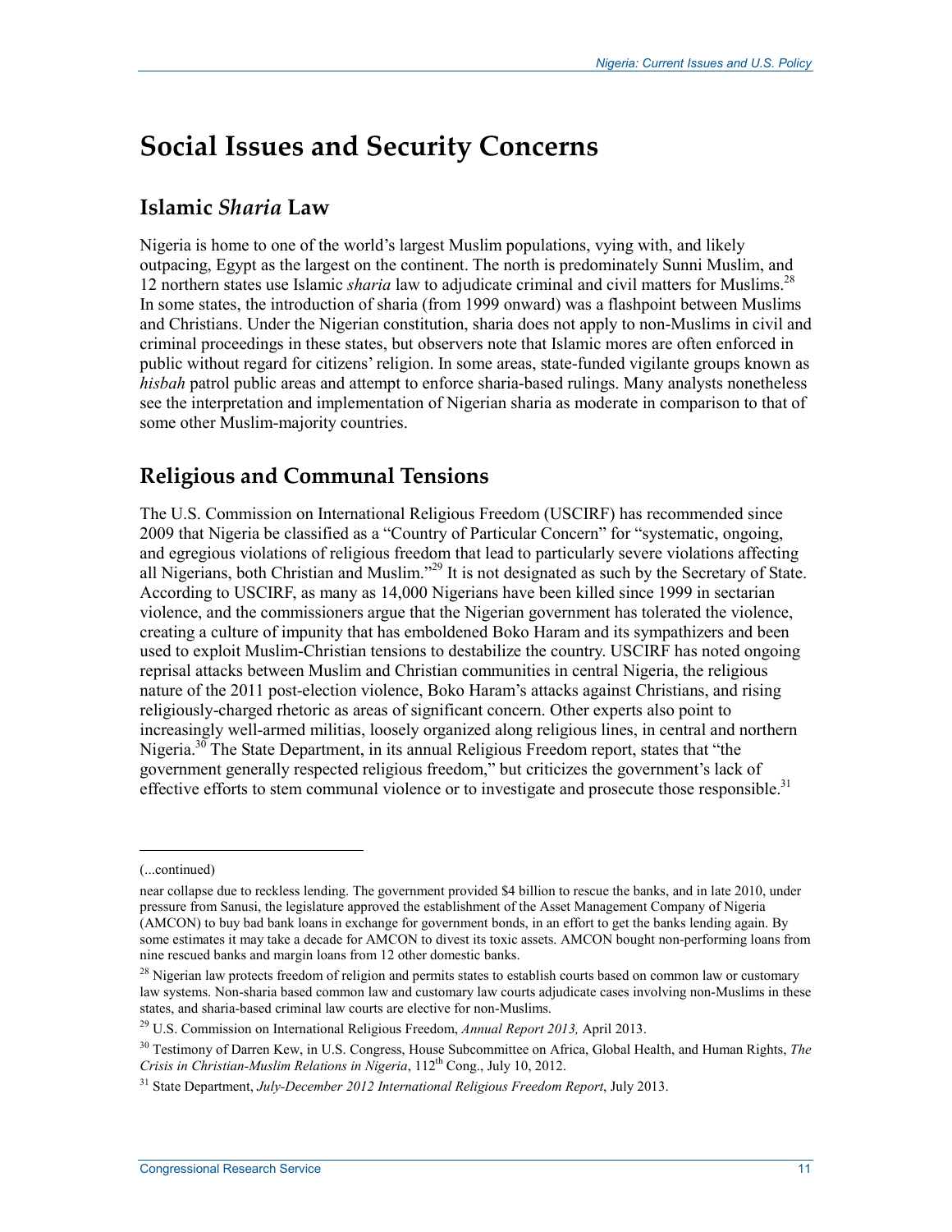# Social Issues and Security Concerns

## Islamic *Sharia* Law

Nigeria is home to one of the world's largest Muslim populations, vying with, and likely outpacing, Egypt as the largest on the continent. The north is predominately Sunni Muslim, and 12 northern states use Islamic *sharia* law to adjudicate criminal and civil matters for Muslims.[28] In some states, the introduction of sharia (from 1999 onward) was a flashpoint between Muslims and Christians. Under the Nigerian constitution, sharia does not apply to non-Muslims in civil and criminal proceedings in these states, but observers note that Islamic mores are often enforced in public without regard for citizens' religion. In some areas, state-funded vigilante groups known as *hisbah* patrol public areas and attempt to enforce sharia-based rulings. Many analysts nonetheless see the interpretation and implementation of Nigerian sharia as moderate in comparison to that of some other Muslim-majority countries.

## Religious and Communal Tensions

The U.S. Commission on International Religious Freedom (USCIRF) has recommended since 2009 that Nigeria be classified as a "Country of Particular Concern" for "systematic, ongoing, and egregious violations of religious freedom that lead to particularly severe violations affecting all Nigerians, both Christian and Muslim."[29] It is not designated as such by the Secretary of State. According to USCIRF, as many as 14,000 Nigerians have been killed since 1999 in sectarian violence, and the commissioners argue that the Nigerian government has tolerated the violence, creating a culture of impunity that has emboldened Boko Haram and its sympathizers and been used to exploit Muslim-Christian tensions to destabilize the country. USCIRF has noted ongoing reprisal attacks between Muslim and Christian communities in central Nigeria, the religious nature of the 2011 post-election violence, Boko Haram's attacks against Christians, and rising religiously-charged rhetoric as areas of significant concern. Other experts also point to increasingly well-armed militias, loosely organized along religious lines, in central and northern Nigeria.[30] The State Department, in its annual Religious Freedom report, states that "the government generally respected religious freedom," but criticizes the government's lack of effective efforts to stem communal violence or to investigate and prosecute those responsible.[31]

---

(...continued)

near collapse due to reckless lending. The government provided $4 billion to rescue the banks, and in late 2010, under pressure from Sanusi, the legislature approved the establishment of the Asset Management Company of Nigeria (AMCON) to buy bad bank loans in exchange for government bonds, in an effort to get the banks lending again. By some estimates it may take a decade for AMCON to divest its toxic assets. AMCON bought non-performing loans from nine rescued banks and margin loans from 12 other domestic banks.

[28] Nigerian law protects freedom of religion and permits states to establish courts based on common law or customary law systems. Non-sharia based common law and customary law courts adjudicate cases involving non-Muslims in these states, and sharia-based criminal law courts are elective for non-Muslims.

[29] U.S. Commission on International Religious Freedom, *Annual Report 2013,* April 2013.

[30] Testimony of Darren Kew, in U.S. Congress, House Subcommittee on Africa, Global Health, and Human Rights, *The Crisis in Christian-Muslim Relations in Nigeria*, 112th Cong., July 10, 2012.

[31] State Department, *July-December 2012 International Religious Freedom Report*, July 2013.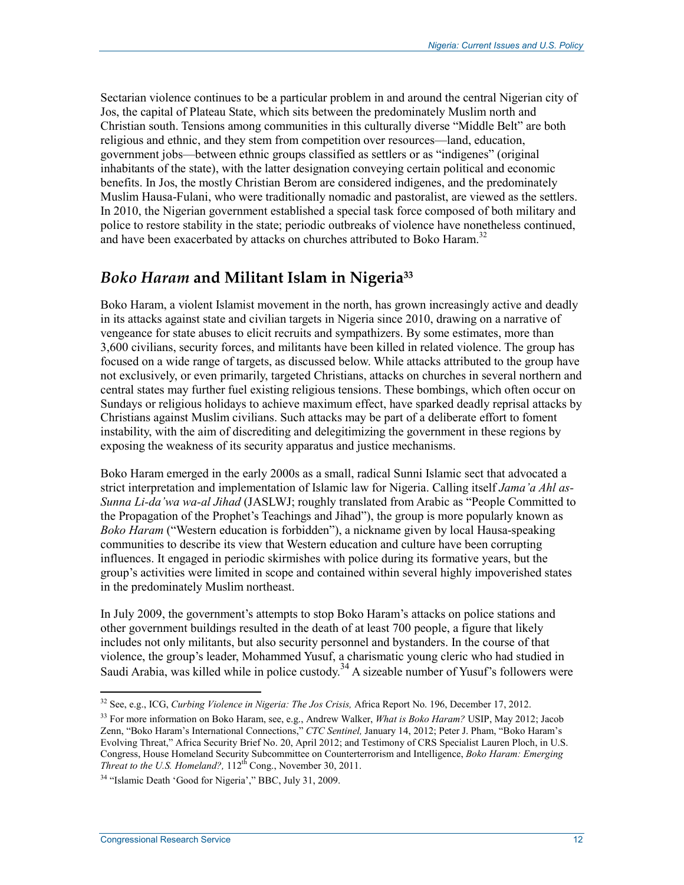Sectarian violence continues to be a particular problem in and around the central Nigerian city of Jos, the capital of Plateau State, which sits between the predominately Muslim north and Christian south. Tensions among communities in this culturally diverse "Middle Belt" are both religious and ethnic, and they stem from competition over resources—land, education, government jobs—between ethnic groups classified as settlers or as "indigenes" (original inhabitants of the state), with the latter designation conveying certain political and economic benefits. In Jos, the mostly Christian Berom are considered indigenes, and the predominately Muslim Hausa-Fulani, who were traditionally nomadic and pastoralist, are viewed as the settlers. In 2010, the Nigerian government established a special task force composed of both military and police to restore stability in the state; periodic outbreaks of violence have nonetheless continued, and have been exacerbated by attacks on churches attributed to Boko Haram.[32]

## *Boko Haram* and Militant Islam in Nigeria[33]

Boko Haram, a violent Islamist movement in the north, has grown increasingly active and deadly in its attacks against state and civilian targets in Nigeria since 2010, drawing on a narrative of vengeance for state abuses to elicit recruits and sympathizers. By some estimates, more than 3,600 civilians, security forces, and militants have been killed in related violence. The group has focused on a wide range of targets, as discussed below. While attacks attributed to the group have not exclusively, or even primarily, targeted Christians, attacks on churches in several northern and central states may further fuel existing religious tensions. These bombings, which often occur on Sundays or religious holidays to achieve maximum effect, have sparked deadly reprisal attacks by Christians against Muslim civilians. Such attacks may be part of a deliberate effort to foment instability, with the aim of discrediting and delegitimizing the government in these regions by exposing the weakness of its security apparatus and justice mechanisms.

Boko Haram emerged in the early 2000s as a small, radical Sunni Islamic sect that advocated a strict interpretation and implementation of Islamic law for Nigeria. Calling itself *Jama'a Ahl as-Sunna Li-da'wa wa-al Jihad* (JASLWJ; roughly translated from Arabic as "People Committed to the Propagation of the Prophet's Teachings and Jihad"), the group is more popularly known as *Boko Haram* ("Western education is forbidden"), a nickname given by local Hausa-speaking communities to describe its view that Western education and culture have been corrupting influences. It engaged in periodic skirmishes with police during its formative years, but the group's activities were limited in scope and contained within several highly impoverished states in the predominately Muslim northeast.

In July 2009, the government's attempts to stop Boko Haram's attacks on police stations and other government buildings resulted in the death of at least 700 people, a figure that likely includes not only militants, but also security personnel and bystanders. In the course of that violence, the group's leader, Mohammed Yusuf, a charismatic young cleric who had studied in Saudi Arabia, was killed while in police custody.[34] A sizeable number of Yusuf's followers were

---

[32] See, e.g., ICG, *Curbing Violence in Nigeria: The Jos Crisis,* Africa Report No. 196, December 17, 2012.

[33] For more information on Boko Haram, see, e.g., Andrew Walker, *What is Boko Haram?* USIP, May 2012; Jacob Zenn, "Boko Haram's International Connections," *CTC Sentinel,* January 14, 2012; Peter J. Pham, "Boko Haram's Evolving Threat," Africa Security Brief No. 20, April 2012; and Testimony of CRS Specialist Lauren Ploch, in U.S. Congress, House Homeland Security Subcommittee on Counterterrorism and Intelligence, *Boko Haram: Emerging Threat to the U.S. Homeland?,* 112th Cong., November 30, 2011.

[34] "Islamic Death 'Good for Nigeria'," BBC, July 31, 2009.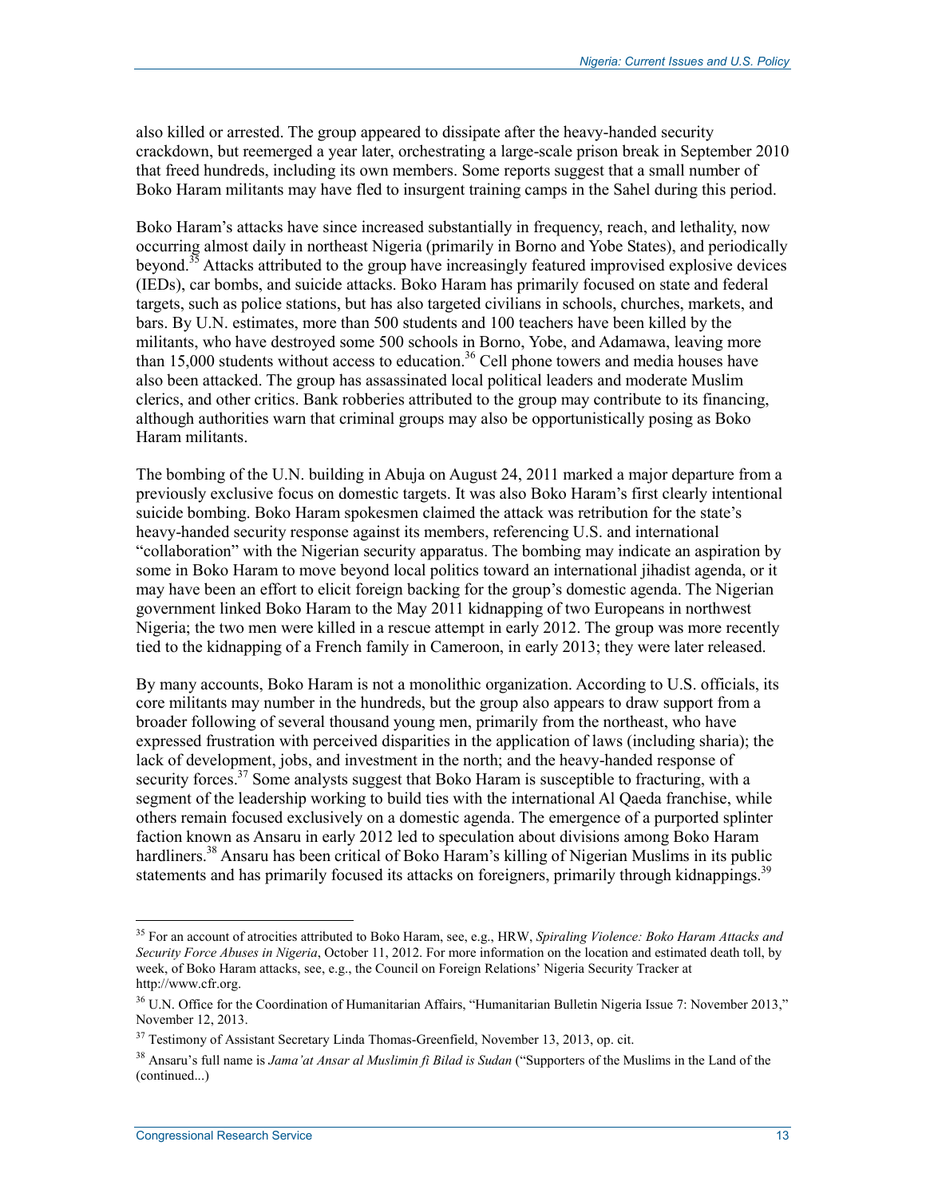also killed or arrested. The group appeared to dissipate after the heavy-handed security crackdown, but reemerged a year later, orchestrating a large-scale prison break in September 2010 that freed hundreds, including its own members. Some reports suggest that a small number of Boko Haram militants may have fled to insurgent training camps in the Sahel during this period.

Boko Haram's attacks have since increased substantially in frequency, reach, and lethality, now occurring almost daily in northeast Nigeria (primarily in Borno and Yobe States), and periodically beyond.[35] Attacks attributed to the group have increasingly featured improvised explosive devices (IEDs), car bombs, and suicide attacks. Boko Haram has primarily focused on state and federal targets, such as police stations, but has also targeted civilians in schools, churches, markets, and bars. By U.N. estimates, more than 500 students and 100 teachers have been killed by the militants, who have destroyed some 500 schools in Borno, Yobe, and Adamawa, leaving more than 15,000 students without access to education.[36] Cell phone towers and media houses have also been attacked. The group has assassinated local political leaders and moderate Muslim clerics, and other critics. Bank robberies attributed to the group may contribute to its financing, although authorities warn that criminal groups may also be opportunistically posing as Boko Haram militants.

The bombing of the U.N. building in Abuja on August 24, 2011 marked a major departure from a previously exclusive focus on domestic targets. It was also Boko Haram's first clearly intentional suicide bombing. Boko Haram spokesmen claimed the attack was retribution for the state's heavy-handed security response against its members, referencing U.S. and international "collaboration" with the Nigerian security apparatus. The bombing may indicate an aspiration by some in Boko Haram to move beyond local politics toward an international jihadist agenda, or it may have been an effort to elicit foreign backing for the group's domestic agenda. The Nigerian government linked Boko Haram to the May 2011 kidnapping of two Europeans in northwest Nigeria; the two men were killed in a rescue attempt in early 2012. The group was more recently tied to the kidnapping of a French family in Cameroon, in early 2013; they were later released.

By many accounts, Boko Haram is not a monolithic organization. According to U.S. officials, its core militants may number in the hundreds, but the group also appears to draw support from a broader following of several thousand young men, primarily from the northeast, who have expressed frustration with perceived disparities in the application of laws (including sharia); the lack of development, jobs, and investment in the north; and the heavy-handed response of security forces.[37] Some analysts suggest that Boko Haram is susceptible to fracturing, with a segment of the leadership working to build ties with the international Al Qaeda franchise, while others remain focused exclusively on a domestic agenda. The emergence of a purported splinter faction known as Ansaru in early 2012 led to speculation about divisions among Boko Haram hardliners.[38] Ansaru has been critical of Boko Haram's killing of Nigerian Muslims in its public statements and has primarily focused its attacks on foreigners, primarily through kidnappings.[39]

---

[35] For an account of atrocities attributed to Boko Haram, see, e.g., HRW, *Spiraling Violence: Boko Haram Attacks and Security Force Abuses in Nigeria*, October 11, 2012. For more information on the location and estimated death toll, by week, of Boko Haram attacks, see, e.g., the Council on Foreign Relations' Nigeria Security Tracker at http://www.cfr.org.

[36] U.N. Office for the Coordination of Humanitarian Affairs, "Humanitarian Bulletin Nigeria Issue 7: November 2013," November 12, 2013.

[37] Testimony of Assistant Secretary Linda Thomas-Greenfield, November 13, 2013, op. cit.

[38] Ansaru's full name is *Jama'at Ansar al Muslimin fi Bilad is Sudan* ("Supporters of the Muslims in the Land of the (continued...)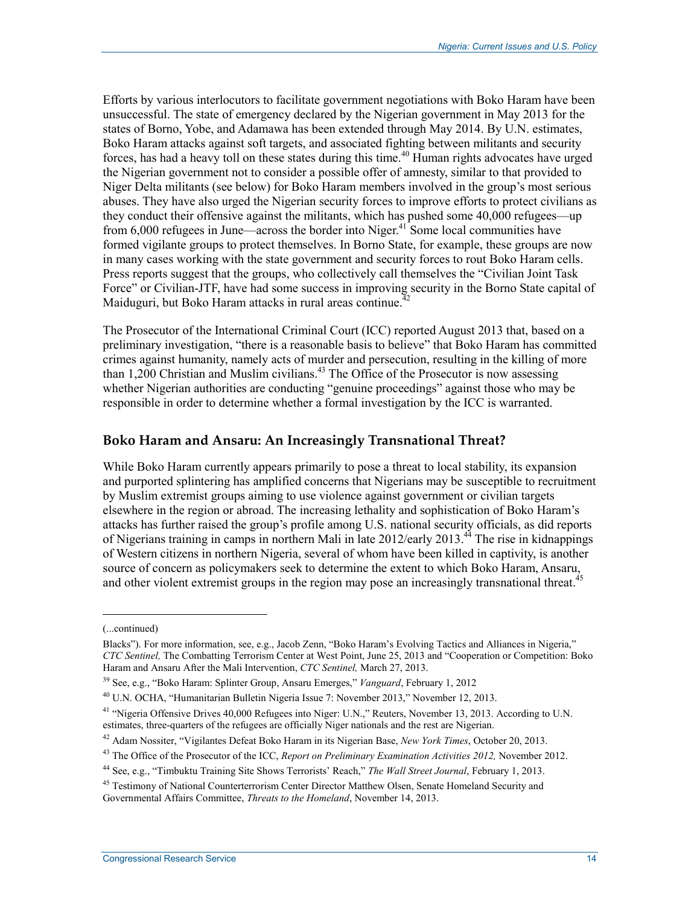Efforts by various interlocutors to facilitate government negotiations with Boko Haram have been unsuccessful. The state of emergency declared by the Nigerian government in May 2013 for the states of Borno, Yobe, and Adamawa has been extended through May 2014. By U.N. estimates, Boko Haram attacks against soft targets, and associated fighting between militants and security forces, has had a heavy toll on these states during this time.[40] Human rights advocates have urged the Nigerian government not to consider a possible offer of amnesty, similar to that provided to Niger Delta militants (see below) for Boko Haram members involved in the group's most serious abuses. They have also urged the Nigerian security forces to improve efforts to protect civilians as they conduct their offensive against the militants, which has pushed some 40,000 refugees—up from 6,000 refugees in June—across the border into Niger.[41] Some local communities have formed vigilante groups to protect themselves. In Borno State, for example, these groups are now in many cases working with the state government and security forces to rout Boko Haram cells. Press reports suggest that the groups, who collectively call themselves the "Civilian Joint Task Force" or Civilian-JTF, have had some success in improving security in the Borno State capital of Maiduguri, but Boko Haram attacks in rural areas continue.[42]

The Prosecutor of the International Criminal Court (ICC) reported August 2013 that, based on a preliminary investigation, "there is a reasonable basis to believe" that Boko Haram has committed crimes against humanity, namely acts of murder and persecution, resulting in the killing of more than 1,200 Christian and Muslim civilians.[43] The Office of the Prosecutor is now assessing whether Nigerian authorities are conducting "genuine proceedings" against those who may be responsible in order to determine whether a formal investigation by the ICC is warranted.

## Boko Haram and Ansaru: An Increasingly Transnational Threat?

While Boko Haram currently appears primarily to pose a threat to local stability, its expansion and purported splintering has amplified concerns that Nigerians may be susceptible to recruitment by Muslim extremist groups aiming to use violence against government or civilian targets elsewhere in the region or abroad. The increasing lethality and sophistication of Boko Haram's attacks has further raised the group's profile among U.S. national security officials, as did reports of Nigerians training in camps in northern Mali in late 2012/early 2013.[44] The rise in kidnappings of Western citizens in northern Nigeria, several of whom have been killed in captivity, is another source of concern as policymakers seek to determine the extent to which Boko Haram, Ansaru, and other violent extremist groups in the region may pose an increasingly transnational threat.[45]

---

(...continued)

Blacks"). For more information, see, e.g., Jacob Zenn, "Boko Haram's Evolving Tactics and Alliances in Nigeria," *CTC Sentinel,* The Combatting Terrorism Center at West Point, June 25, 2013 and "Cooperation or Competition: Boko Haram and Ansaru After the Mali Intervention, *CTC Sentinel,* March 27, 2013.

[39] See, e.g., "Boko Haram: Splinter Group, Ansaru Emerges," *Vanguard*, February 1, 2012

[40] U.N. OCHA, "Humanitarian Bulletin Nigeria Issue 7: November 2013," November 12, 2013.

[41] "Nigeria Offensive Drives 40,000 Refugees into Niger: U.N.," Reuters, November 13, 2013. According to U.N. estimates, three-quarters of the refugees are officially Niger nationals and the rest are Nigerian.

[42] Adam Nossiter, "Vigilantes Defeat Boko Haram in its Nigerian Base, *New York Times*, October 20, 2013.

[43] The Office of the Prosecutor of the ICC, *Report on Preliminary Examination Activities 2012,* November 2012.

[44] See, e.g., "Timbuktu Training Site Shows Terrorists' Reach," *The Wall Street Journal*, February 1, 2013.

[45] Testimony of National Counterterrorism Center Director Matthew Olsen, Senate Homeland Security and Governmental Affairs Committee, *Threats to the Homeland*, November 14, 2013.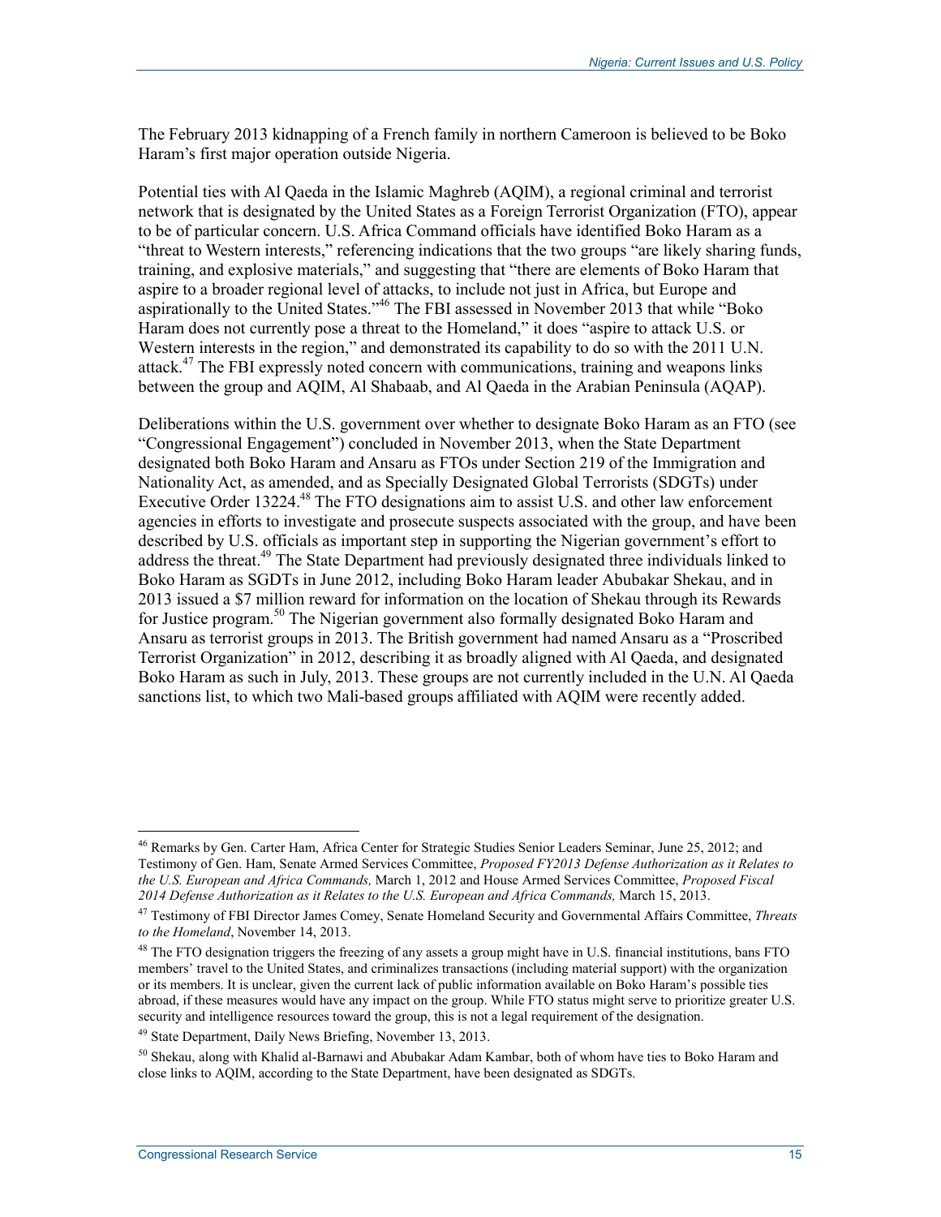The February 2013 kidnapping of a French family in northern Cameroon is believed to be Boko Haram's first major operation outside Nigeria.

Potential ties with Al Qaeda in the Islamic Maghreb (AQIM), a regional criminal and terrorist network that is designated by the United States as a Foreign Terrorist Organization (FTO), appear to be of particular concern. U.S. Africa Command officials have identified Boko Haram as a "threat to Western interests," referencing indications that the two groups "are likely sharing funds, training, and explosive materials," and suggesting that "there are elements of Boko Haram that aspire to a broader regional level of attacks, to include not just in Africa, but Europe and aspirationally to the United States."[46] The FBI assessed in November 2013 that while "Boko Haram does not currently pose a threat to the Homeland," it does "aspire to attack U.S. or Western interests in the region," and demonstrated its capability to do so with the 2011 U.N. attack.[47] The FBI expressly noted concern with communications, training and weapons links between the group and AQIM, Al Shabaab, and Al Qaeda in the Arabian Peninsula (AQAP).

Deliberations within the U.S. government over whether to designate Boko Haram as an FTO (see "Congressional Engagement") concluded in November 2013, when the State Department designated both Boko Haram and Ansaru as FTOs under Section 219 of the Immigration and Nationality Act, as amended, and as Specially Designated Global Terrorists (SDGTs) under Executive Order 13224.[48] The FTO designations aim to assist U.S. and other law enforcement agencies in efforts to investigate and prosecute suspects associated with the group, and have been described by U.S. officials as important step in supporting the Nigerian government's effort to address the threat.[49] The State Department had previously designated three individuals linked to Boko Haram as SGDTs in June 2012, including Boko Haram leader Abubakar Shekau, and in 2013 issued a $7 million reward for information on the location of Shekau through its Rewards for Justice program.[50] The Nigerian government also formally designated Boko Haram and Ansaru as terrorist groups in 2013. The British government had named Ansaru as a "Proscribed Terrorist Organization" in 2012, describing it as broadly aligned with Al Qaeda, and designated Boko Haram as such in July, 2013. These groups are not currently included in the U.N. Al Qaeda sanctions list, to which two Mali-based groups affiliated with AQIM were recently added.

---

[46] Remarks by Gen. Carter Ham, Africa Center for Strategic Studies Senior Leaders Seminar, June 25, 2012; and Testimony of Gen. Ham, Senate Armed Services Committee, *Proposed FY2013 Defense Authorization as it Relates to the U.S. European and Africa Commands,* March 1, 2012 and House Armed Services Committee, *Proposed Fiscal 2014 Defense Authorization as it Relates to the U.S. European and Africa Commands,* March 15, 2013.

[47] Testimony of FBI Director James Comey, Senate Homeland Security and Governmental Affairs Committee, *Threats to the Homeland*, November 14, 2013.

[48] The FTO designation triggers the freezing of any assets a group might have in U.S. financial institutions, bans FTO members' travel to the United States, and criminalizes transactions (including material support) with the organization or its members. It is unclear, given the current lack of public information available on Boko Haram's possible ties abroad, if these measures would have any impact on the group. While FTO status might serve to prioritize greater U.S. security and intelligence resources toward the group, this is not a legal requirement of the designation.

[49] State Department, Daily News Briefing, November 13, 2013.

[50] Shekau, along with Khalid al-Barnawi and Abubakar Adam Kambar, both of whom have ties to Boko Haram and close links to AQIM, according to the State Department, have been designated as SDGTs.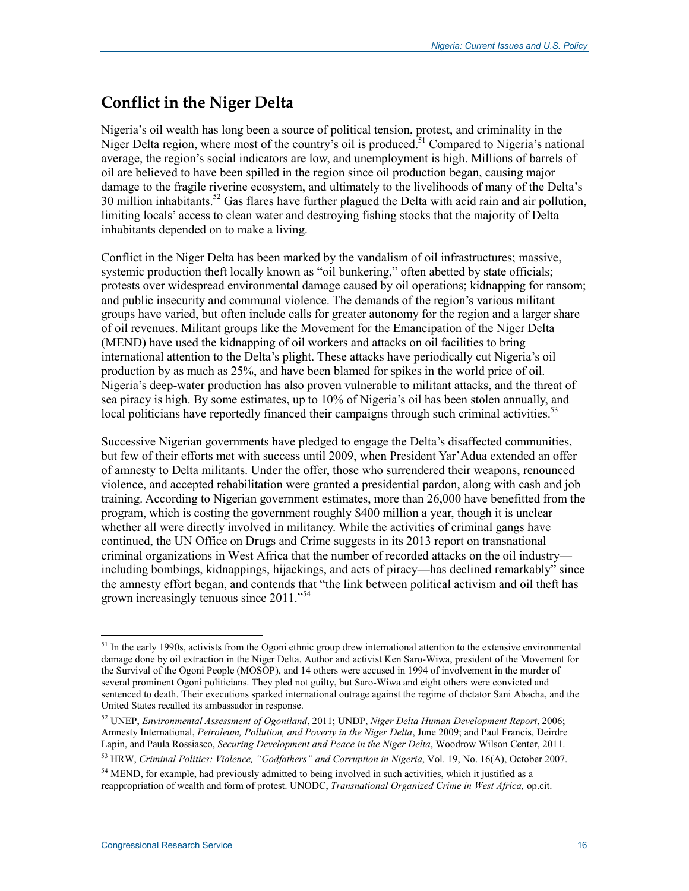## Conflict in the Niger Delta

Nigeria's oil wealth has long been a source of political tension, protest, and criminality in the Niger Delta region, where most of the country's oil is produced.[51] Compared to Nigeria's national average, the region's social indicators are low, and unemployment is high. Millions of barrels of oil are believed to have been spilled in the region since oil production began, causing major damage to the fragile riverine ecosystem, and ultimately to the livelihoods of many of the Delta's 30 million inhabitants.[52] Gas flares have further plagued the Delta with acid rain and air pollution, limiting locals' access to clean water and destroying fishing stocks that the majority of Delta inhabitants depended on to make a living.

Conflict in the Niger Delta has been marked by the vandalism of oil infrastructures; massive, systemic production theft locally known as "oil bunkering," often abetted by state officials; protests over widespread environmental damage caused by oil operations; kidnapping for ransom; and public insecurity and communal violence. The demands of the region's various militant groups have varied, but often include calls for greater autonomy for the region and a larger share of oil revenues. Militant groups like the Movement for the Emancipation of the Niger Delta (MEND) have used the kidnapping of oil workers and attacks on oil facilities to bring international attention to the Delta's plight. These attacks have periodically cut Nigeria's oil production by as much as 25%, and have been blamed for spikes in the world price of oil. Nigeria's deep-water production has also proven vulnerable to militant attacks, and the threat of sea piracy is high. By some estimates, up to 10% of Nigeria's oil has been stolen annually, and local politicians have reportedly financed their campaigns through such criminal activities.[53]

Successive Nigerian governments have pledged to engage the Delta's disaffected communities, but few of their efforts met with success until 2009, when President Yar'Adua extended an offer of amnesty to Delta militants. Under the offer, those who surrendered their weapons, renounced violence, and accepted rehabilitation were granted a presidential pardon, along with cash and job training. According to Nigerian government estimates, more than 26,000 have benefitted from the program, which is costing the government roughly $400 million a year, though it is unclear whether all were directly involved in militancy. While the activities of criminal gangs have continued, the UN Office on Drugs and Crime suggests in its 2013 report on transnational criminal organizations in West Africa that the number of recorded attacks on the oil industry—including bombings, kidnappings, hijackings, and acts of piracy—has declined remarkably" since the amnesty effort began, and contends that "the link between political activism and oil theft has grown increasingly tenuous since 2011."[54]

---

[51] In the early 1990s, activists from the Ogoni ethnic group drew international attention to the extensive environmental damage done by oil extraction in the Niger Delta. Author and activist Ken Saro-Wiwa, president of the Movement for the Survival of the Ogoni People (MOSOP), and 14 others were accused in 1994 of involvement in the murder of several prominent Ogoni politicians. They pled not guilty, but Saro-Wiwa and eight others were convicted and sentenced to death. Their executions sparked international outrage against the regime of dictator Sani Abacha, and the United States recalled its ambassador in response.

[52] UNEP, *Environmental Assessment of Ogoniland*, 2011; UNDP, *Niger Delta Human Development Report*, 2006; Amnesty International, *Petroleum, Pollution, and Poverty in the Niger Delta*, June 2009; and Paul Francis, Deirdre Lapin, and Paula Rossiasco, *Securing Development and Peace in the Niger Delta*, Woodrow Wilson Center, 2011.

[53] HRW, *Criminal Politics: Violence, "Godfathers" and Corruption in Nigeria*, Vol. 19, No. 16(A), October 2007.

[54] MEND, for example, had previously admitted to being involved in such activities, which it justified as a reappropriation of wealth and form of protest. UNODC, *Transnational Organized Crime in West Africa,* op.cit.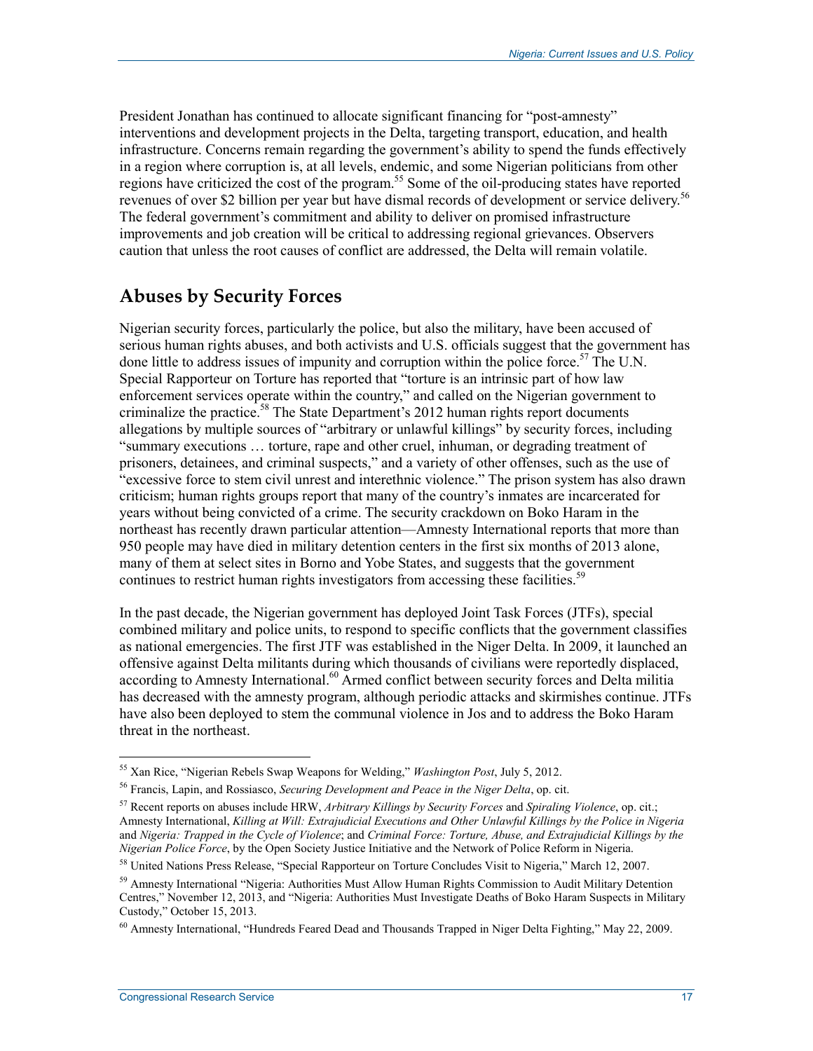President Jonathan has continued to allocate significant financing for "post-amnesty" interventions and development projects in the Delta, targeting transport, education, and health infrastructure. Concerns remain regarding the government's ability to spend the funds effectively in a region where corruption is, at all levels, endemic, and some Nigerian politicians from other regions have criticized the cost of the program.[55] Some of the oil-producing states have reported revenues of over $2 billion per year but have dismal records of development or service delivery.[56] The federal government's commitment and ability to deliver on promised infrastructure improvements and job creation will be critical to addressing regional grievances. Observers caution that unless the root causes of conflict are addressed, the Delta will remain volatile.

## Abuses by Security Forces

Nigerian security forces, particularly the police, but also the military, have been accused of serious human rights abuses, and both activists and U.S. officials suggest that the government has done little to address issues of impunity and corruption within the police force.[57] The U.N. Special Rapporteur on Torture has reported that "torture is an intrinsic part of how law enforcement services operate within the country," and called on the Nigerian government to criminalize the practice.[58] The State Department's 2012 human rights report documents allegations by multiple sources of "arbitrary or unlawful killings" by security forces, including "summary executions … torture, rape and other cruel, inhuman, or degrading treatment of prisoners, detainees, and criminal suspects," and a variety of other offenses, such as the use of "excessive force to stem civil unrest and interethnic violence." The prison system has also drawn criticism; human rights groups report that many of the country's inmates are incarcerated for years without being convicted of a crime. The security crackdown on Boko Haram in the northeast has recently drawn particular attention—Amnesty International reports that more than 950 people may have died in military detention centers in the first six months of 2013 alone, many of them at select sites in Borno and Yobe States, and suggests that the government continues to restrict human rights investigators from accessing these facilities.[59]

In the past decade, the Nigerian government has deployed Joint Task Forces (JTFs), special combined military and police units, to respond to specific conflicts that the government classifies as national emergencies. The first JTF was established in the Niger Delta. In 2009, it launched an offensive against Delta militants during which thousands of civilians were reportedly displaced, according to Amnesty International.[60] Armed conflict between security forces and Delta militia has decreased with the amnesty program, although periodic attacks and skirmishes continue. JTFs have also been deployed to stem the communal violence in Jos and to address the Boko Haram threat in the northeast.

---

[55] Xan Rice, "Nigerian Rebels Swap Weapons for Welding," *Washington Post*, July 5, 2012.

[56] Francis, Lapin, and Rossiasco, *Securing Development and Peace in the Niger Delta*, op. cit.

[57] Recent reports on abuses include HRW, *Arbitrary Killings by Security Forces* and *Spiraling Violence*, op. cit.; Amnesty International, *Killing at Will: Extrajudicial Executions and Other Unlawful Killings by the Police in Nigeria* and *Nigeria: Trapped in the Cycle of Violence*; and *Criminal Force: Torture, Abuse, and Extrajudicial Killings by the Nigerian Police Force*, by the Open Society Justice Initiative and the Network of Police Reform in Nigeria.

[58] United Nations Press Release, "Special Rapporteur on Torture Concludes Visit to Nigeria," March 12, 2007.

[59] Amnesty International "Nigeria: Authorities Must Allow Human Rights Commission to Audit Military Detention Centres," November 12, 2013, and "Nigeria: Authorities Must Investigate Deaths of Boko Haram Suspects in Military Custody," October 15, 2013.

[60] Amnesty International, "Hundreds Feared Dead and Thousands Trapped in Niger Delta Fighting," May 22, 2009.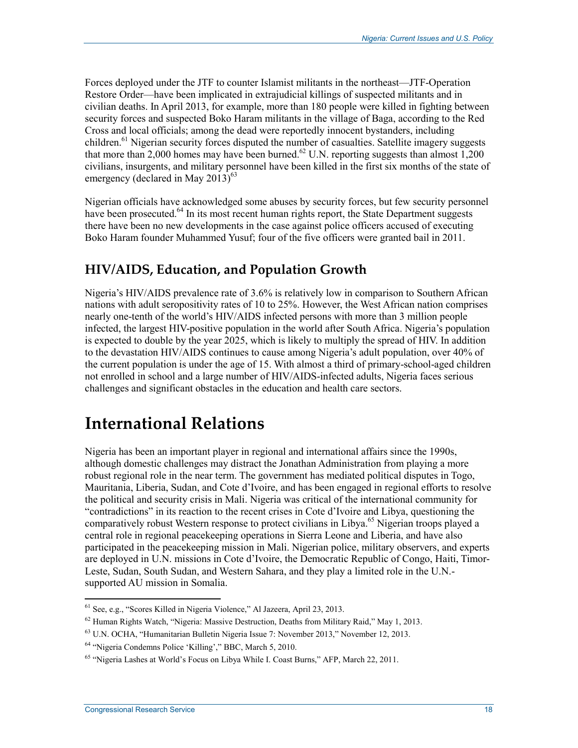Forces deployed under the JTF to counter Islamist militants in the northeast—JTF-Operation Restore Order—have been implicated in extrajudicial killings of suspected militants and in civilian deaths. In April 2013, for example, more than 180 people were killed in fighting between security forces and suspected Boko Haram militants in the village of Baga, according to the Red Cross and local officials; among the dead were reportedly innocent bystanders, including children.[61] Nigerian security forces disputed the number of casualties. Satellite imagery suggests that more than 2,000 homes may have been burned.[62] U.N. reporting suggests than almost 1,200 civilians, insurgents, and military personnel have been killed in the first six months of the state of emergency (declared in May 2013)[63]

Nigerian officials have acknowledged some abuses by security forces, but few security personnel have been prosecuted.[64] In its most recent human rights report, the State Department suggests there have been no new developments in the case against police officers accused of executing Boko Haram founder Muhammed Yusuf; four of the five officers were granted bail in 2011.

## HIV/AIDS, Education, and Population Growth

Nigeria's HIV/AIDS prevalence rate of 3.6% is relatively low in comparison to Southern African nations with adult seropositivity rates of 10 to 25%. However, the West African nation comprises nearly one-tenth of the world's HIV/AIDS infected persons with more than 3 million people infected, the largest HIV-positive population in the world after South Africa. Nigeria's population is expected to double by the year 2025, which is likely to multiply the spread of HIV. In addition to the devastation HIV/AIDS continues to cause among Nigeria's adult population, over 40% of the current population is under the age of 15. With almost a third of primary-school-aged children not enrolled in school and a large number of HIV/AIDS-infected adults, Nigeria faces serious challenges and significant obstacles in the education and health care sectors.

# International Relations

Nigeria has been an important player in regional and international affairs since the 1990s, although domestic challenges may distract the Jonathan Administration from playing a more robust regional role in the near term. The government has mediated political disputes in Togo, Mauritania, Liberia, Sudan, and Cote d'Ivoire, and has been engaged in regional efforts to resolve the political and security crisis in Mali. Nigeria was critical of the international community for "contradictions" in its reaction to the recent crises in Cote d'Ivoire and Libya, questioning the comparatively robust Western response to protect civilians in Libya.[65] Nigerian troops played a central role in regional peacekeeping operations in Sierra Leone and Liberia, and have also participated in the peacekeeping mission in Mali. Nigerian police, military observers, and experts are deployed in U.N. missions in Cote d'Ivoire, the Democratic Republic of Congo, Haiti, Timor-Leste, Sudan, South Sudan, and Western Sahara, and they play a limited role in the U.N.-supported AU mission in Somalia.

---

[61] See, e.g., "Scores Killed in Nigeria Violence," Al Jazeera, April 23, 2013.

[62] Human Rights Watch, "Nigeria: Massive Destruction, Deaths from Military Raid," May 1, 2013.

[63] U.N. OCHA, "Humanitarian Bulletin Nigeria Issue 7: November 2013," November 12, 2013.

[64] "Nigeria Condemns Police 'Killing'," BBC, March 5, 2010.

[65] "Nigeria Lashes at World's Focus on Libya While I. Coast Burns," AFP, March 22, 2011.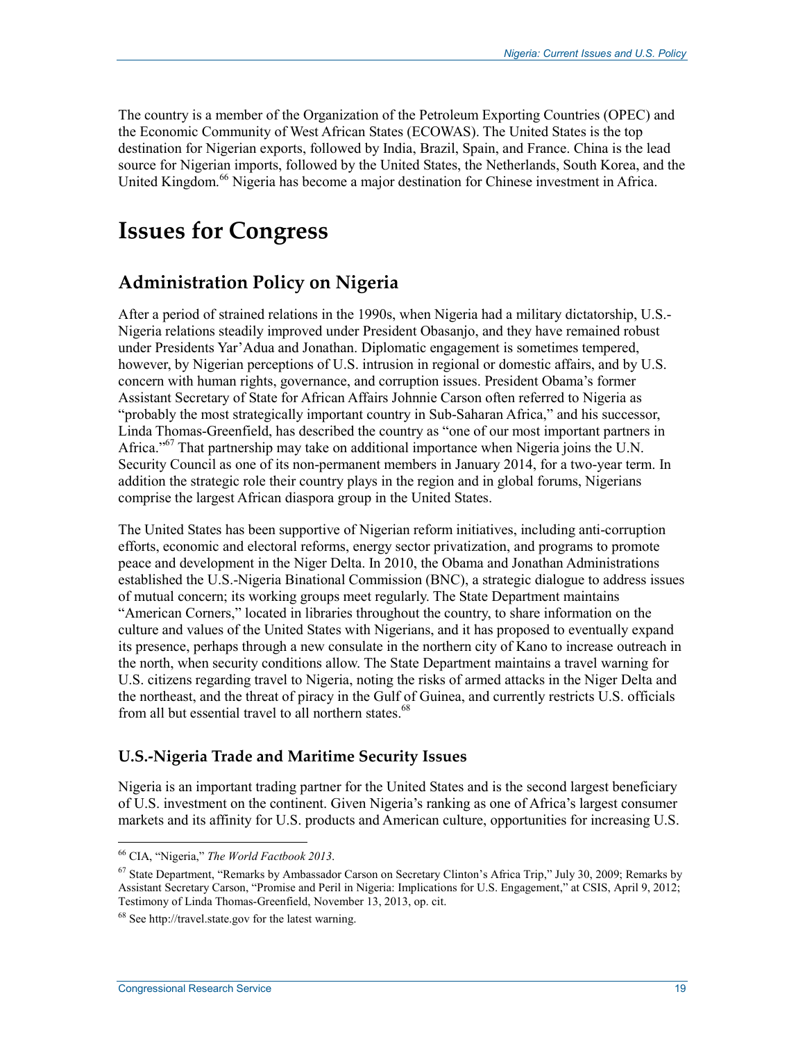The country is a member of the Organization of the Petroleum Exporting Countries (OPEC) and the Economic Community of West African States (ECOWAS). The United States is the top destination for Nigerian exports, followed by India, Brazil, Spain, and France. China is the lead source for Nigerian imports, followed by the United States, the Netherlands, South Korea, and the United Kingdom.[66] Nigeria has become a major destination for Chinese investment in Africa.

# Issues for Congress

## Administration Policy on Nigeria

After a period of strained relations in the 1990s, when Nigeria had a military dictatorship, U.S.-Nigeria relations steadily improved under President Obasanjo, and they have remained robust under Presidents Yar'Adua and Jonathan. Diplomatic engagement is sometimes tempered, however, by Nigerian perceptions of U.S. intrusion in regional or domestic affairs, and by U.S. concern with human rights, governance, and corruption issues. President Obama's former Assistant Secretary of State for African Affairs Johnnie Carson often referred to Nigeria as "probably the most strategically important country in Sub-Saharan Africa," and his successor, Linda Thomas-Greenfield, has described the country as "one of our most important partners in Africa."[67] That partnership may take on additional importance when Nigeria joins the U.N. Security Council as one of its non-permanent members in January 2014, for a two-year term. In addition the strategic role their country plays in the region and in global forums, Nigerians comprise the largest African diaspora group in the United States.

The United States has been supportive of Nigerian reform initiatives, including anti-corruption efforts, economic and electoral reforms, energy sector privatization, and programs to promote peace and development in the Niger Delta. In 2010, the Obama and Jonathan Administrations established the U.S.-Nigeria Binational Commission (BNC), a strategic dialogue to address issues of mutual concern; its working groups meet regularly. The State Department maintains "American Corners," located in libraries throughout the country, to share information on the culture and values of the United States with Nigerians, and it has proposed to eventually expand its presence, perhaps through a new consulate in the northern city of Kano to increase outreach in the north, when security conditions allow. The State Department maintains a travel warning for U.S. citizens regarding travel to Nigeria, noting the risks of armed attacks in the Niger Delta and the northeast, and the threat of piracy in the Gulf of Guinea, and currently restricts U.S. officials from all but essential travel to all northern states.[68]

### U.S.-Nigeria Trade and Maritime Security Issues

Nigeria is an important trading partner for the United States and is the second largest beneficiary of U.S. investment on the continent. Given Nigeria's ranking as one of Africa's largest consumer markets and its affinity for U.S. products and American culture, opportunities for increasing U.S.

---

[66] CIA, "Nigeria," *The World Factbook 2013*.

[67] State Department, "Remarks by Ambassador Carson on Secretary Clinton's Africa Trip," July 30, 2009; Remarks by Assistant Secretary Carson, "Promise and Peril in Nigeria: Implications for U.S. Engagement," at CSIS, April 9, 2012; Testimony of Linda Thomas-Greenfield, November 13, 2013, op. cit.

[68] See http://travel.state.gov for the latest warning.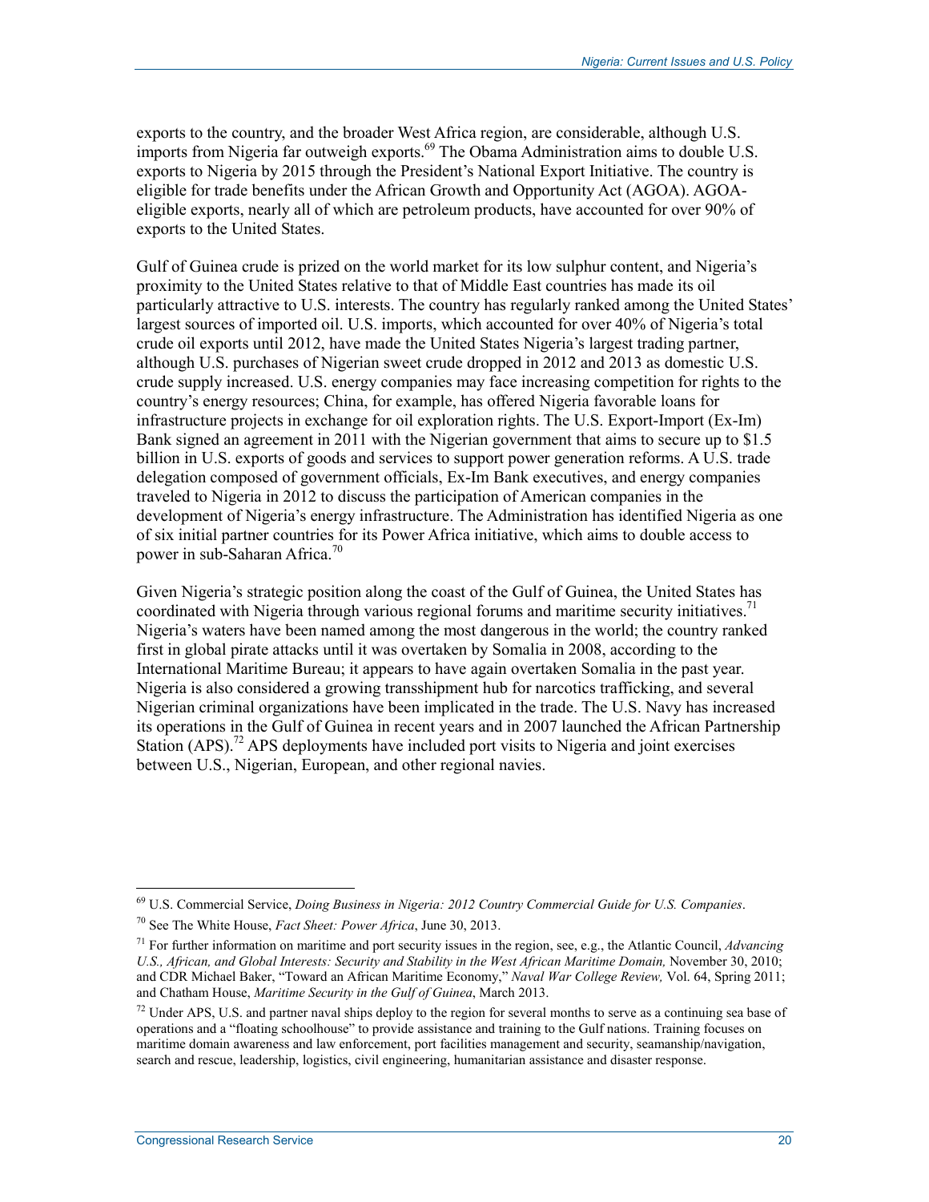exports to the country, and the broader West Africa region, are considerable, although U.S. imports from Nigeria far outweigh exports.[69] The Obama Administration aims to double U.S. exports to Nigeria by 2015 through the President's National Export Initiative. The country is eligible for trade benefits under the African Growth and Opportunity Act (AGOA). AGOA-eligible exports, nearly all of which are petroleum products, have accounted for over 90% of exports to the United States.

Gulf of Guinea crude is prized on the world market for its low sulphur content, and Nigeria's proximity to the United States relative to that of Middle East countries has made its oil particularly attractive to U.S. interests. The country has regularly ranked among the United States' largest sources of imported oil. U.S. imports, which accounted for over 40% of Nigeria's total crude oil exports until 2012, have made the United States Nigeria's largest trading partner, although U.S. purchases of Nigerian sweet crude dropped in 2012 and 2013 as domestic U.S. crude supply increased. U.S. energy companies may face increasing competition for rights to the country's energy resources; China, for example, has offered Nigeria favorable loans for infrastructure projects in exchange for oil exploration rights. The U.S. Export-Import (Ex-Im) Bank signed an agreement in 2011 with the Nigerian government that aims to secure up to $1.5 billion in U.S. exports of goods and services to support power generation reforms. A U.S. trade delegation composed of government officials, Ex-Im Bank executives, and energy companies traveled to Nigeria in 2012 to discuss the participation of American companies in the development of Nigeria's energy infrastructure. The Administration has identified Nigeria as one of six initial partner countries for its Power Africa initiative, which aims to double access to power in sub-Saharan Africa.[70]

Given Nigeria's strategic position along the coast of the Gulf of Guinea, the United States has coordinated with Nigeria through various regional forums and maritime security initiatives.[71] Nigeria's waters have been named among the most dangerous in the world; the country ranked first in global pirate attacks until it was overtaken by Somalia in 2008, according to the International Maritime Bureau; it appears to have again overtaken Somalia in the past year. Nigeria is also considered a growing transshipment hub for narcotics trafficking, and several Nigerian criminal organizations have been implicated in the trade. The U.S. Navy has increased its operations in the Gulf of Guinea in recent years and in 2007 launched the African Partnership Station (APS).[72] APS deployments have included port visits to Nigeria and joint exercises between U.S., Nigerian, European, and other regional navies.

---

[69] U.S. Commercial Service, *Doing Business in Nigeria: 2012 Country Commercial Guide for U.S. Companies*.

[70] See The White House, *Fact Sheet: Power Africa*, June 30, 2013.

[71] For further information on maritime and port security issues in the region, see, e.g., the Atlantic Council, *Advancing U.S., African, and Global Interests: Security and Stability in the West African Maritime Domain,* November 30, 2010; and CDR Michael Baker, "Toward an African Maritime Economy," *Naval War College Review,* Vol. 64, Spring 2011; and Chatham House, *Maritime Security in the Gulf of Guinea*, March 2013.

[72] Under APS, U.S. and partner naval ships deploy to the region for several months to serve as a continuing sea base of operations and a "floating schoolhouse" to provide assistance and training to the Gulf nations. Training focuses on maritime domain awareness and law enforcement, port facilities management and security, seamanship/navigation, search and rescue, leadership, logistics, civil engineering, humanitarian assistance and disaster response.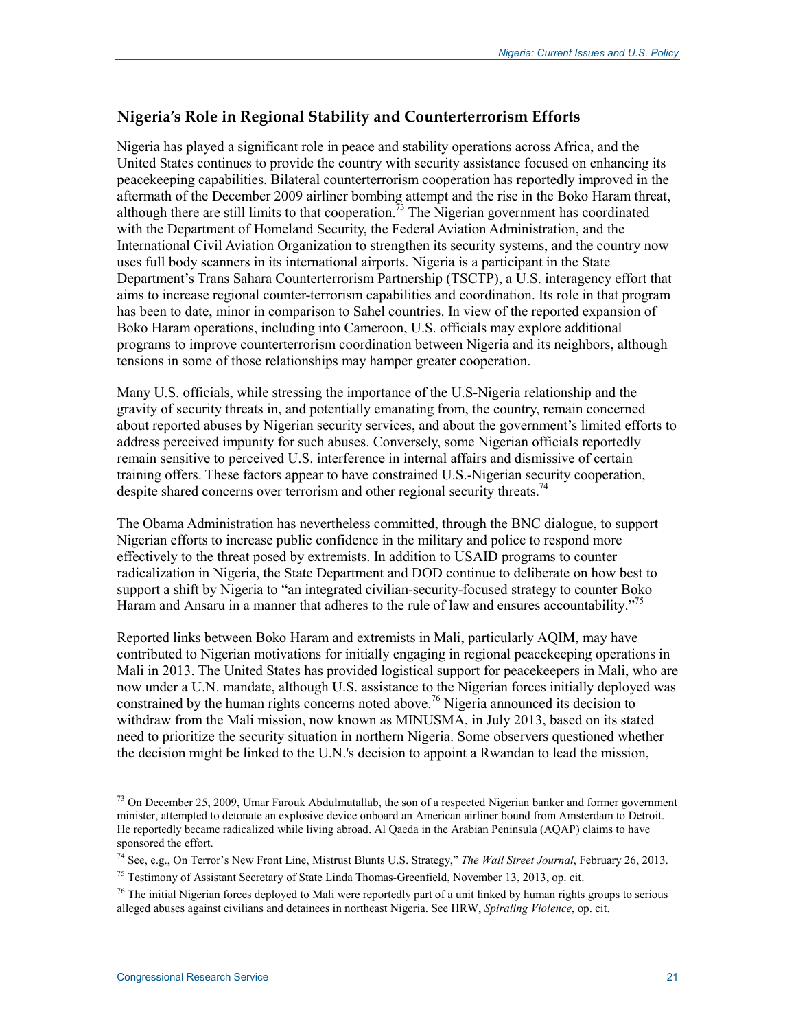### Nigeria's Role in Regional Stability and Counterterrorism Efforts

Nigeria has played a significant role in peace and stability operations across Africa, and the United States continues to provide the country with security assistance focused on enhancing its peacekeeping capabilities. Bilateral counterterrorism cooperation has reportedly improved in the aftermath of the December 2009 airliner bombing attempt and the rise in the Boko Haram threat, although there are still limits to that cooperation.[73] The Nigerian government has coordinated with the Department of Homeland Security, the Federal Aviation Administration, and the International Civil Aviation Organization to strengthen its security systems, and the country now uses full body scanners in its international airports. Nigeria is a participant in the State Department's Trans Sahara Counterterrorism Partnership (TSCTP), a U.S. interagency effort that aims to increase regional counter-terrorism capabilities and coordination. Its role in that program has been to date, minor in comparison to Sahel countries. In view of the reported expansion of Boko Haram operations, including into Cameroon, U.S. officials may explore additional programs to improve counterterrorism coordination between Nigeria and its neighbors, although tensions in some of those relationships may hamper greater cooperation.

Many U.S. officials, while stressing the importance of the U.S-Nigeria relationship and the gravity of security threats in, and potentially emanating from, the country, remain concerned about reported abuses by Nigerian security services, and about the government's limited efforts to address perceived impunity for such abuses. Conversely, some Nigerian officials reportedly remain sensitive to perceived U.S. interference in internal affairs and dismissive of certain training offers. These factors appear to have constrained U.S.-Nigerian security cooperation, despite shared concerns over terrorism and other regional security threats.[74]

The Obama Administration has nevertheless committed, through the BNC dialogue, to support Nigerian efforts to increase public confidence in the military and police to respond more effectively to the threat posed by extremists. In addition to USAID programs to counter radicalization in Nigeria, the State Department and DOD continue to deliberate on how best to support a shift by Nigeria to "an integrated civilian-security-focused strategy to counter Boko Haram and Ansaru in a manner that adheres to the rule of law and ensures accountability."[75]

Reported links between Boko Haram and extremists in Mali, particularly AQIM, may have contributed to Nigerian motivations for initially engaging in regional peacekeeping operations in Mali in 2013. The United States has provided logistical support for peacekeepers in Mali, who are now under a U.N. mandate, although U.S. assistance to the Nigerian forces initially deployed was constrained by the human rights concerns noted above.[76] Nigeria announced its decision to withdraw from the Mali mission, now known as MINUSMA, in July 2013, based on its stated need to prioritize the security situation in northern Nigeria. Some observers questioned whether the decision might be linked to the U.N.'s decision to appoint a Rwandan to lead the mission,

---

[73] On December 25, 2009, Umar Farouk Abdulmutallab, the son of a respected Nigerian banker and former government minister, attempted to detonate an explosive device onboard an American airliner bound from Amsterdam to Detroit. He reportedly became radicalized while living abroad. Al Qaeda in the Arabian Peninsula (AQAP) claims to have sponsored the effort.

[74] See, e.g., On Terror's New Front Line, Mistrust Blunts U.S. Strategy," *The Wall Street Journal*, February 26, 2013.

[75] Testimony of Assistant Secretary of State Linda Thomas-Greenfield, November 13, 2013, op. cit.

[76] The initial Nigerian forces deployed to Mali were reportedly part of a unit linked by human rights groups to serious alleged abuses against civilians and detainees in northeast Nigeria. See HRW, *Spiraling Violence*, op. cit.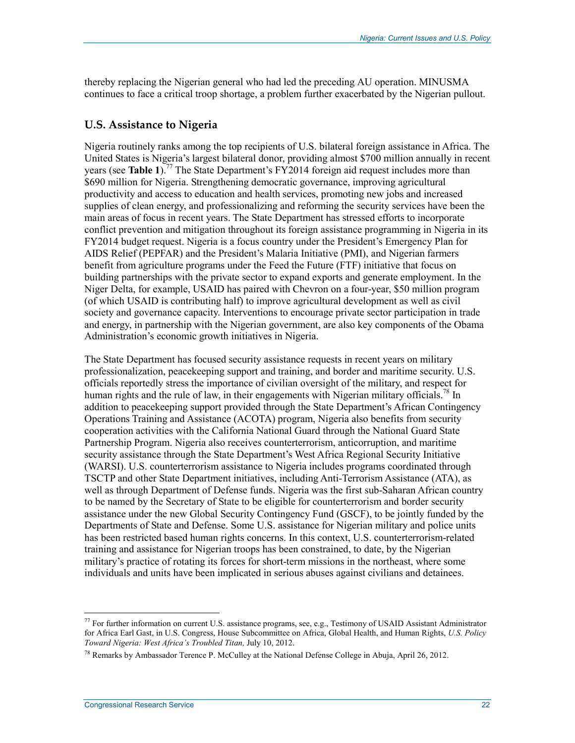thereby replacing the Nigerian general who had led the preceding AU operation. MINUSMA continues to face a critical troop shortage, a problem further exacerbated by the Nigerian pullout.

## U.S. Assistance to Nigeria

Nigeria routinely ranks among the top recipients of U.S. bilateral foreign assistance in Africa. The United States is Nigeria's largest bilateral donor, providing almost $700 million annually in recent years (see **Table 1**).[77] The State Department's FY2014 foreign aid request includes more than $690 million for Nigeria. Strengthening democratic governance, improving agricultural productivity and access to education and health services, promoting new jobs and increased supplies of clean energy, and professionalizing and reforming the security services have been the main areas of focus in recent years. The State Department has stressed efforts to incorporate conflict prevention and mitigation throughout its foreign assistance programming in Nigeria in its FY2014 budget request. Nigeria is a focus country under the President's Emergency Plan for AIDS Relief (PEPFAR) and the President's Malaria Initiative (PMI), and Nigerian farmers benefit from agriculture programs under the Feed the Future (FTF) initiative that focus on building partnerships with the private sector to expand exports and generate employment. In the Niger Delta, for example, USAID has paired with Chevron on a four-year, $50 million program (of which USAID is contributing half) to improve agricultural development as well as civil society and governance capacity. Interventions to encourage private sector participation in trade and energy, in partnership with the Nigerian government, are also key components of the Obama Administration's economic growth initiatives in Nigeria.

The State Department has focused security assistance requests in recent years on military professionalization, peacekeeping support and training, and border and maritime security. U.S. officials reportedly stress the importance of civilian oversight of the military, and respect for human rights and the rule of law, in their engagements with Nigerian military officials.[78] In addition to peacekeeping support provided through the State Department's African Contingency Operations Training and Assistance (ACOTA) program, Nigeria also benefits from security cooperation activities with the California National Guard through the National Guard State Partnership Program. Nigeria also receives counterterrorism, anticorruption, and maritime security assistance through the State Department's West Africa Regional Security Initiative (WARSI). U.S. counterterrorism assistance to Nigeria includes programs coordinated through TSCTP and other State Department initiatives, including Anti-Terrorism Assistance (ATA), as well as through Department of Defense funds. Nigeria was the first sub-Saharan African country to be named by the Secretary of State to be eligible for counterterrorism and border security assistance under the new Global Security Contingency Fund (GSCF), to be jointly funded by the Departments of State and Defense. Some U.S. assistance for Nigerian military and police units has been restricted based human rights concerns. In this context, U.S. counterterrorism-related training and assistance for Nigerian troops has been constrained, to date, by the Nigerian military's practice of rotating its forces for short-term missions in the northeast, where some individuals and units have been implicated in serious abuses against civilians and detainees.

---

[77] For further information on current U.S. assistance programs, see, e.g., Testimony of USAID Assistant Administrator for Africa Earl Gast, in U.S. Congress, House Subcommittee on Africa, Global Health, and Human Rights, *U.S. Policy Toward Nigeria: West Africa's Troubled Titan,* July 10, 2012.

[78] Remarks by Ambassador Terence P. McCulley at the National Defense College in Abuja, April 26, 2012.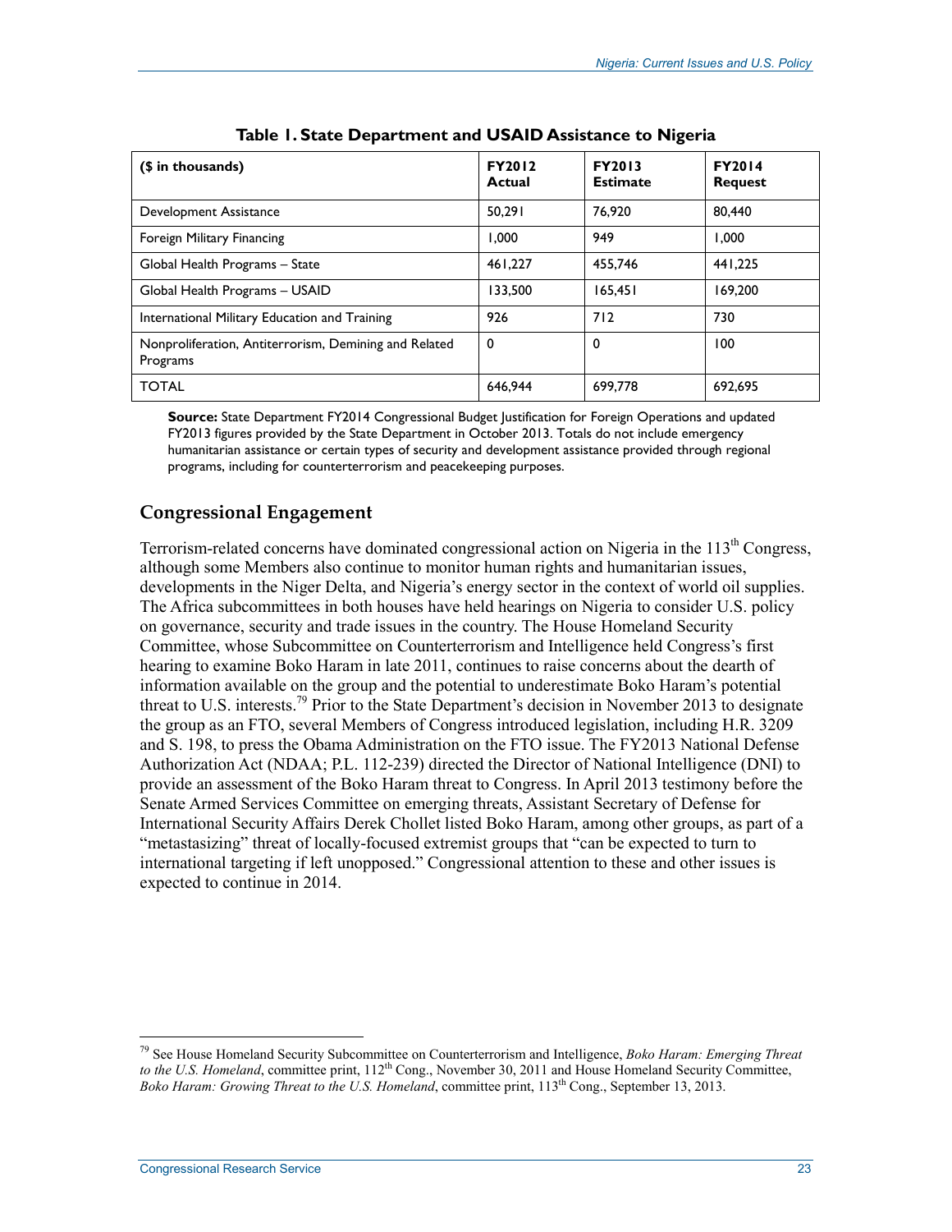**Table 1. State Department and USAID Assistance to Nigeria**

| ($ in thousands) | FY2012 Actual | FY2013 Estimate | FY2014 Request |
| --- | --- | --- | --- |
| Development Assistance | 50,291 | 76,920 | 80,440 |
| Foreign Military Financing | 1,000 | 949 | 1,000 |
| Global Health Programs – State | 461,227 | 455,746 | 441,225 |
| Global Health Programs – USAID | 133,500 | 165,451 | 169,200 |
| International Military Education and Training | 926 | 712 | 730 |
| Nonproliferation, Antiterrorism, Demining and Related Programs | 0 | 0 | 100 |
| TOTAL | 646,944 | 699,778 | 692,695 |

**Source:** State Department FY2014 Congressional Budget Justification for Foreign Operations and updated FY2013 figures provided by the State Department in October 2013. Totals do not include emergency humanitarian assistance or certain types of security and development assistance provided through regional programs, including for counterterrorism and peacekeeping purposes.

## Congressional Engagement

Terrorism-related concerns have dominated congressional action on Nigeria in the 113th Congress, although some Members also continue to monitor human rights and humanitarian issues, developments in the Niger Delta, and Nigeria's energy sector in the context of world oil supplies. The Africa subcommittees in both houses have held hearings on Nigeria to consider U.S. policy on governance, security and trade issues in the country. The House Homeland Security Committee, whose Subcommittee on Counterterrorism and Intelligence held Congress's first hearing to examine Boko Haram in late 2011, continues to raise concerns about the dearth of information available on the group and the potential to underestimate Boko Haram's potential threat to U.S. interests.[79] Prior to the State Department's decision in November 2013 to designate the group as an FTO, several Members of Congress introduced legislation, including H.R. 3209 and S. 198, to press the Obama Administration on the FTO issue. The FY2013 National Defense Authorization Act (NDAA; P.L. 112-239) directed the Director of National Intelligence (DNI) to provide an assessment of the Boko Haram threat to Congress. In April 2013 testimony before the Senate Armed Services Committee on emerging threats, Assistant Secretary of Defense for International Security Affairs Derek Chollet listed Boko Haram, among other groups, as part of a "metastasizing" threat of locally-focused extremist groups that "can be expected to turn to international targeting if left unopposed." Congressional attention to these and other issues is expected to continue in 2014.

---

[79] See House Homeland Security Subcommittee on Counterterrorism and Intelligence, *Boko Haram: Emerging Threat to the U.S. Homeland*, committee print, 112th Cong., November 30, 2011 and House Homeland Security Committee, *Boko Haram: Growing Threat to the U.S. Homeland*, committee print, 113th Cong., September 13, 2013.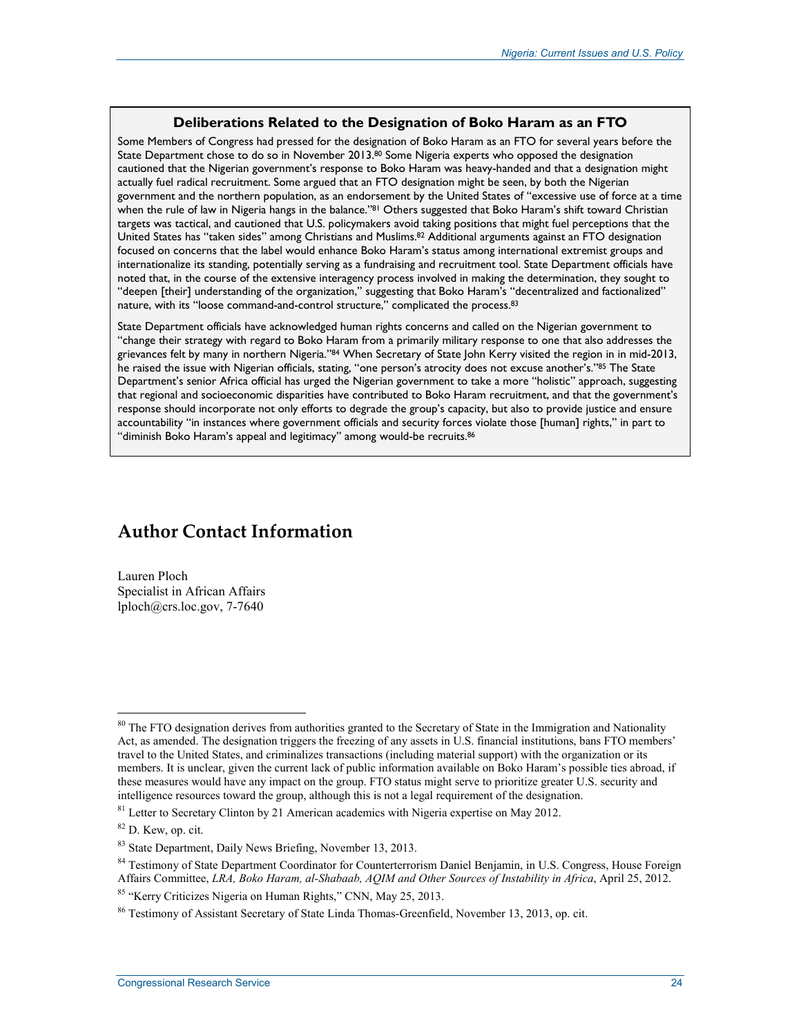### Deliberations Related to the Designation of Boko Haram as an FTO

Some Members of Congress had pressed for the designation of Boko Haram as an FTO for several years before the State Department chose to do so in November 2013.[80] Some Nigeria experts who opposed the designation cautioned that the Nigerian government's response to Boko Haram was heavy-handed and that a designation might actually fuel radical recruitment. Some argued that an FTO designation might be seen, by both the Nigerian government and the northern population, as an endorsement by the United States of "excessive use of force at a time when the rule of law in Nigeria hangs in the balance."[81] Others suggested that Boko Haram's shift toward Christian targets was tactical, and cautioned that U.S. policymakers avoid taking positions that might fuel perceptions that the United States has "taken sides" among Christians and Muslims.[82] Additional arguments against an FTO designation focused on concerns that the label would enhance Boko Haram's status among international extremist groups and internationalize its standing, potentially serving as a fundraising and recruitment tool. State Department officials have noted that, in the course of the extensive interagency process involved in making the determination, they sought to "deepen [their] understanding of the organization," suggesting that Boko Haram's "decentralized and factionalized" nature, with its "loose command-and-control structure," complicated the process.[83]

State Department officials have acknowledged human rights concerns and called on the Nigerian government to "change their strategy with regard to Boko Haram from a primarily military response to one that also addresses the grievances felt by many in northern Nigeria."[84] When Secretary of State John Kerry visited the region in in mid-2013, he raised the issue with Nigerian officials, stating, "one person's atrocity does not excuse another's."[85] The State Department's senior Africa official has urged the Nigerian government to take a more "holistic" approach, suggesting that regional and socioeconomic disparities have contributed to Boko Haram recruitment, and that the government's response should incorporate not only efforts to degrade the group's capacity, but also to provide justice and ensure accountability "in instances where government officials and security forces violate those [human] rights," in part to "diminish Boko Haram's appeal and legitimacy" among would-be recruits.[86]

## Author Contact Information

Lauren Ploch
Specialist in African Affairs
lploch@crs.loc.gov, 7-7640

---

[80] The FTO designation derives from authorities granted to the Secretary of State in the Immigration and Nationality Act, as amended. The designation triggers the freezing of any assets in U.S. financial institutions, bans FTO members' travel to the United States, and criminalizes transactions (including material support) with the organization or its members. It is unclear, given the current lack of public information available on Boko Haram's possible ties abroad, if these measures would have any impact on the group. FTO status might serve to prioritize greater U.S. security and intelligence resources toward the group, although this is not a legal requirement of the designation.

[81] Letter to Secretary Clinton by 21 American academics with Nigeria expertise on May 2012.

[82] D. Kew, op. cit.

[83] State Department, Daily News Briefing, November 13, 2013.

[84] Testimony of State Department Coordinator for Counterterrorism Daniel Benjamin, in U.S. Congress, House Foreign Affairs Committee, *LRA, Boko Haram, al-Shabaab, AQIM and Other Sources of Instability in Africa*, April 25, 2012.

[85] "Kerry Criticizes Nigeria on Human Rights," CNN, May 25, 2013.

[86] Testimony of Assistant Secretary of State Linda Thomas-Greenfield, November 13, 2013, op. cit.